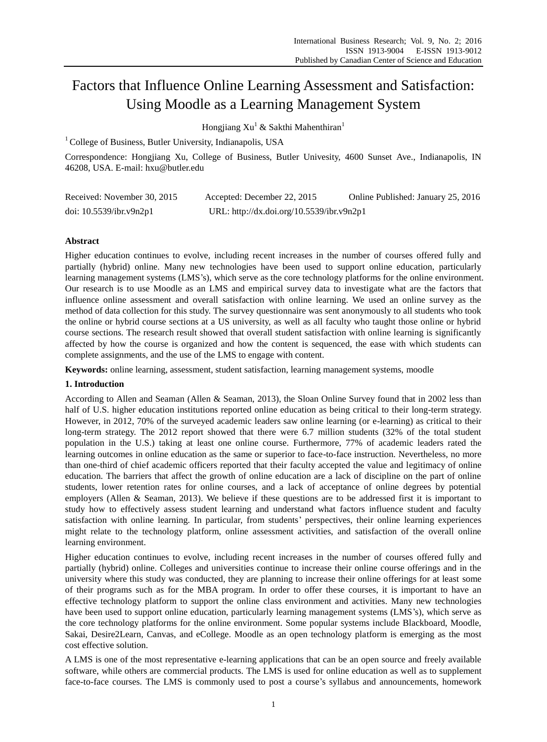# Factors that Influence Online Learning Assessment and Satisfaction: Using Moodle as a Learning Management System

Hongjiang Xu[1] & Sakthi Mahenthiran[1]

[1] College of Business, Butler University, Indianapolis, USA

Correspondence: Hongjiang Xu, College of Business, Butler Univesity, 4600 Sunset Ave., Indianapolis, IN 46208, USA. E-mail: hxu@butler.edu

Received: November 30, 2015 Accepted: December 22, 2015 Online Published: January 25, 2016

doi: 10.5539/ibr.v9n2p1 URL: http://dx.doi.org/10.5539/ibr.v9n2p1

## Abstract

Higher education continues to evolve, including recent increases in the number of courses offered fully and partially (hybrid) online. Many new technologies have been used to support online education, particularly learning management systems (LMS's), which serve as the core technology platforms for the online environment. Our research is to use Moodle as an LMS and empirical survey data to investigate what are the factors that influence online assessment and overall satisfaction with online learning. We used an online survey as the method of data collection for this study. The survey questionnaire was sent anonymously to all students who took the online or hybrid course sections at a US university, as well as all faculty who taught those online or hybrid course sections. The research result showed that overall student satisfaction with online learning is significantly affected by how the course is organized and how the content is sequenced, the ease with which students can complete assignments, and the use of the LMS to engage with content.

**Keywords:** online learning, assessment, student satisfaction, learning management systems, moodle

## 1. Introduction

According to Allen and Seaman (Allen & Seaman, 2013), the Sloan Online Survey found that in 2002 less than half of U.S. higher education institutions reported online education as being critical to their long-term strategy. However, in 2012, 70% of the surveyed academic leaders saw online learning (or e-learning) as critical to their long-term strategy. The 2012 report showed that there were 6.7 million students (32% of the total student population in the U.S.) taking at least one online course. Furthermore, 77% of academic leaders rated the learning outcomes in online education as the same or superior to face-to-face instruction. Nevertheless, no more than one-third of chief academic officers reported that their faculty accepted the value and legitimacy of online education. The barriers that affect the growth of online education are a lack of discipline on the part of online students, lower retention rates for online courses, and a lack of acceptance of online degrees by potential employers (Allen & Seaman, 2013). We believe if these questions are to be addressed first it is important to study how to effectively assess student learning and understand what factors influence student and faculty satisfaction with online learning. In particular, from students' perspectives, their online learning experiences might relate to the technology platform, online assessment activities, and satisfaction of the overall online learning environment.

Higher education continues to evolve, including recent increases in the number of courses offered fully and partially (hybrid) online. Colleges and universities continue to increase their online course offerings and in the university where this study was conducted, they are planning to increase their online offerings for at least some of their programs such as for the MBA program. In order to offer these courses, it is important to have an effective technology platform to support the online class environment and activities. Many new technologies have been used to support online education, particularly learning management systems (LMS's), which serve as the core technology platforms for the online environment. Some popular systems include Blackboard, Moodle, Sakai, Desire2Learn, Canvas, and eCollege. Moodle as an open technology platform is emerging as the most cost effective solution.

A LMS is one of the most representative e-learning applications that can be an open source and freely available software, while others are commercial products. The LMS is used for online education as well as to supplement face-to-face courses. The LMS is commonly used to post a course's syllabus and announcements, homework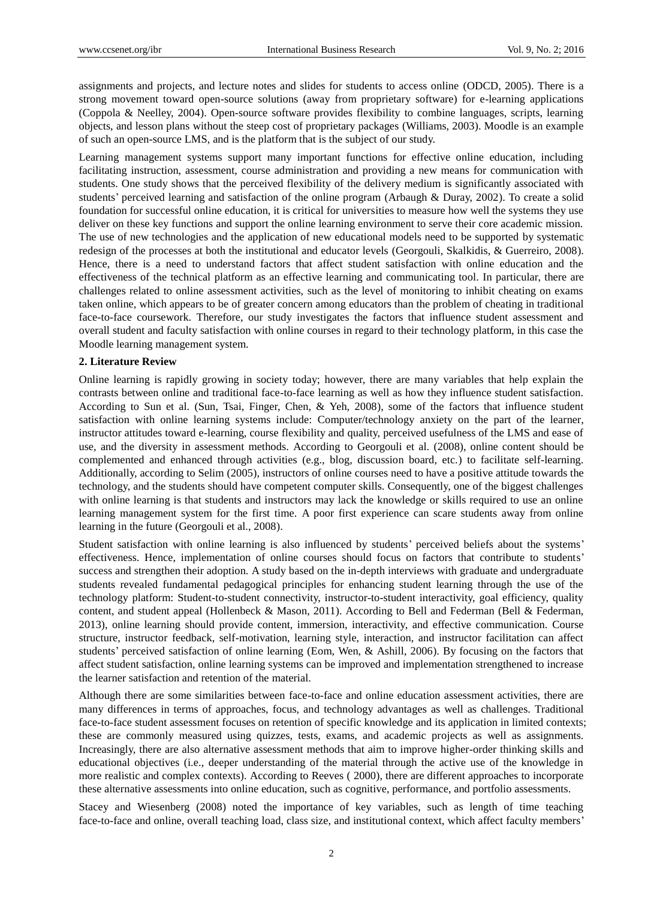assignments and projects, and lecture notes and slides for students to access online (ODCD, 2005). There is a strong movement toward open-source solutions (away from proprietary software) for e-learning applications (Coppola & Neelley, 2004). Open-source software provides flexibility to combine languages, scripts, learning objects, and lesson plans without the steep cost of proprietary packages (Williams, 2003). Moodle is an example of such an open-source LMS, and is the platform that is the subject of our study.

Learning management systems support many important functions for effective online education, including facilitating instruction, assessment, course administration and providing a new means for communication with students. One study shows that the perceived flexibility of the delivery medium is significantly associated with students' perceived learning and satisfaction of the online program (Arbaugh & Duray, 2002). To create a solid foundation for successful online education, it is critical for universities to measure how well the systems they use deliver on these key functions and support the online learning environment to serve their core academic mission. The use of new technologies and the application of new educational models need to be supported by systematic redesign of the processes at both the institutional and educator levels (Georgouli, Skalkidis, & Guerreiro, 2008). Hence, there is a need to understand factors that affect student satisfaction with online education and the effectiveness of the technical platform as an effective learning and communicating tool. In particular, there are challenges related to online assessment activities, such as the level of monitoring to inhibit cheating on exams taken online, which appears to be of greater concern among educators than the problem of cheating in traditional face-to-face coursework. Therefore, our study investigates the factors that influence student assessment and overall student and faculty satisfaction with online courses in regard to their technology platform, in this case the Moodle learning management system.

## 2. Literature Review

Online learning is rapidly growing in society today; however, there are many variables that help explain the contrasts between online and traditional face-to-face learning as well as how they influence student satisfaction. According to Sun et al. (Sun, Tsai, Finger, Chen, & Yeh, 2008), some of the factors that influence student satisfaction with online learning systems include: Computer/technology anxiety on the part of the learner, instructor attitudes toward e-learning, course flexibility and quality, perceived usefulness of the LMS and ease of use, and the diversity in assessment methods. According to Georgouli et al. (2008), online content should be complemented and enhanced through activities (e.g., blog, discussion board, etc.) to facilitate self-learning. Additionally, according to Selim (2005), instructors of online courses need to have a positive attitude towards the technology, and the students should have competent computer skills. Consequently, one of the biggest challenges with online learning is that students and instructors may lack the knowledge or skills required to use an online learning management system for the first time. A poor first experience can scare students away from online learning in the future (Georgouli et al., 2008).

Student satisfaction with online learning is also influenced by students' perceived beliefs about the systems' effectiveness. Hence, implementation of online courses should focus on factors that contribute to students' success and strengthen their adoption. A study based on the in-depth interviews with graduate and undergraduate students revealed fundamental pedagogical principles for enhancing student learning through the use of the technology platform: Student-to-student connectivity, instructor-to-student interactivity, goal efficiency, quality content, and student appeal (Hollenbeck & Mason, 2011). According to Bell and Federman (Bell & Federman, 2013), online learning should provide content, immersion, interactivity, and effective communication. Course structure, instructor feedback, self-motivation, learning style, interaction, and instructor facilitation can affect students' perceived satisfaction of online learning (Eom, Wen, & Ashill, 2006). By focusing on the factors that affect student satisfaction, online learning systems can be improved and implementation strengthened to increase the learner satisfaction and retention of the material.

Although there are some similarities between face-to-face and online education assessment activities, there are many differences in terms of approaches, focus, and technology advantages as well as challenges. Traditional face-to-face student assessment focuses on retention of specific knowledge and its application in limited contexts; these are commonly measured using quizzes, tests, exams, and academic projects as well as assignments. Increasingly, there are also alternative assessment methods that aim to improve higher-order thinking skills and educational objectives (i.e., deeper understanding of the material through the active use of the knowledge in more realistic and complex contexts). According to Reeves ( 2000), there are different approaches to incorporate these alternative assessments into online education, such as cognitive, performance, and portfolio assessments.

Stacey and Wiesenberg (2008) noted the importance of key variables, such as length of time teaching face-to-face and online, overall teaching load, class size, and institutional context, which affect faculty members'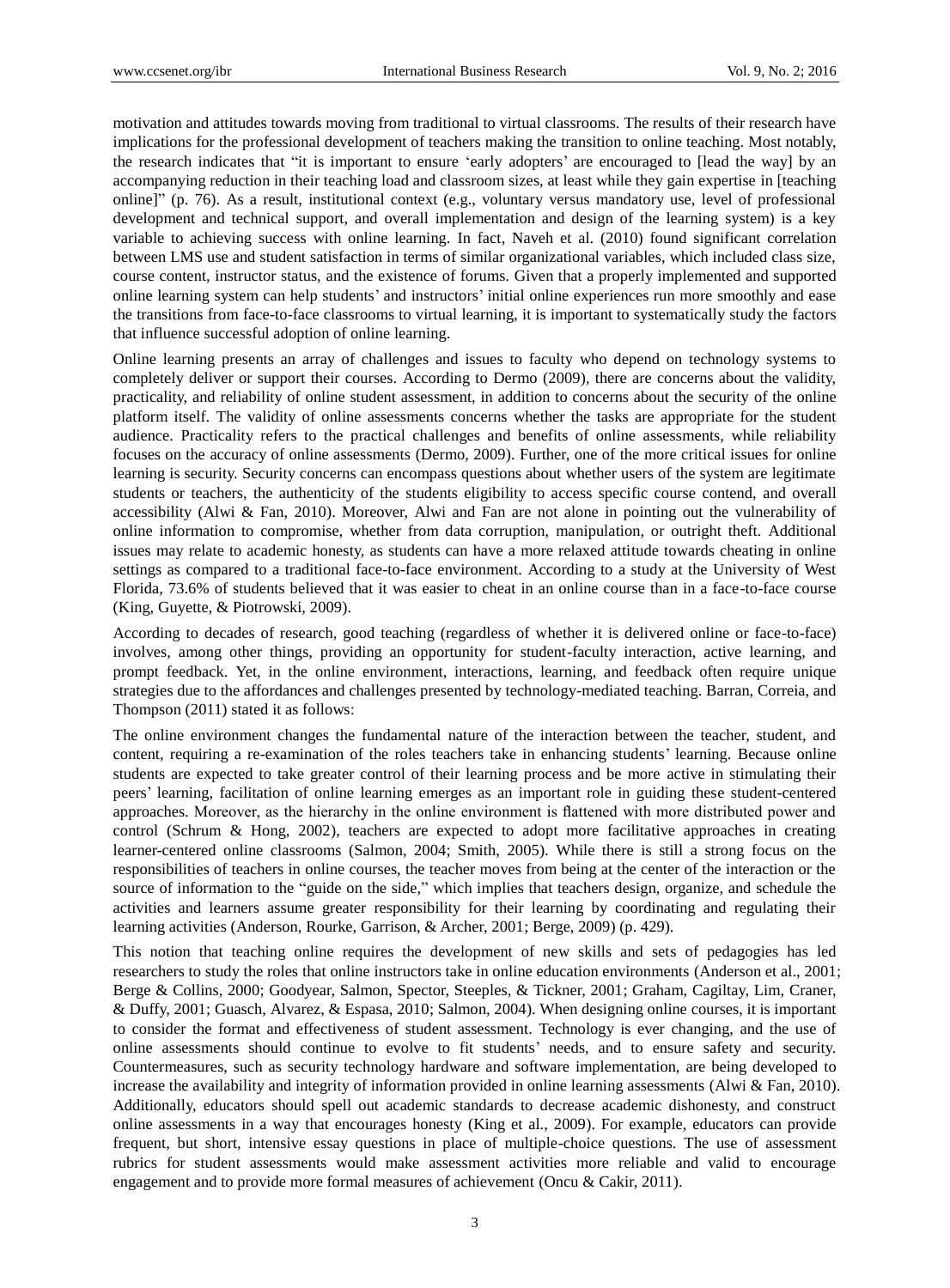motivation and attitudes towards moving from traditional to virtual classrooms. The results of their research have implications for the professional development of teachers making the transition to online teaching. Most notably, the research indicates that "it is important to ensure 'early adopters' are encouraged to [lead the way] by an accompanying reduction in their teaching load and classroom sizes, at least while they gain expertise in [teaching online]" (p. 76). As a result, institutional context (e.g., voluntary versus mandatory use, level of professional development and technical support, and overall implementation and design of the learning system) is a key variable to achieving success with online learning. In fact, Naveh et al. (2010) found significant correlation between LMS use and student satisfaction in terms of similar organizational variables, which included class size, course content, instructor status, and the existence of forums. Given that a properly implemented and supported online learning system can help students' and instructors' initial online experiences run more smoothly and ease the transitions from face-to-face classrooms to virtual learning, it is important to systematically study the factors that influence successful adoption of online learning.

Online learning presents an array of challenges and issues to faculty who depend on technology systems to completely deliver or support their courses. According to Dermo (2009), there are concerns about the validity, practicality, and reliability of online student assessment, in addition to concerns about the security of the online platform itself. The validity of online assessments concerns whether the tasks are appropriate for the student audience. Practicality refers to the practical challenges and benefits of online assessments, while reliability focuses on the accuracy of online assessments (Dermo, 2009). Further, one of the more critical issues for online learning is security. Security concerns can encompass questions about whether users of the system are legitimate students or teachers, the authenticity of the students eligibility to access specific course contend, and overall accessibility (Alwi & Fan, 2010). Moreover, Alwi and Fan are not alone in pointing out the vulnerability of online information to compromise, whether from data corruption, manipulation, or outright theft. Additional issues may relate to academic honesty, as students can have a more relaxed attitude towards cheating in online settings as compared to a traditional face-to-face environment. According to a study at the University of West Florida, 73.6% of students believed that it was easier to cheat in an online course than in a face-to-face course (King, Guyette, & Piotrowski, 2009).

According to decades of research, good teaching (regardless of whether it is delivered online or face-to-face) involves, among other things, providing an opportunity for student-faculty interaction, active learning, and prompt feedback. Yet, in the online environment, interactions, learning, and feedback often require unique strategies due to the affordances and challenges presented by technology-mediated teaching. Barran, Correia, and Thompson (2011) stated it as follows:

The online environment changes the fundamental nature of the interaction between the teacher, student, and content, requiring a re-examination of the roles teachers take in enhancing students' learning. Because online students are expected to take greater control of their learning process and be more active in stimulating their peers' learning, facilitation of online learning emerges as an important role in guiding these student-centered approaches. Moreover, as the hierarchy in the online environment is flattened with more distributed power and control (Schrum & Hong, 2002), teachers are expected to adopt more facilitative approaches in creating learner-centered online classrooms (Salmon, 2004; Smith, 2005). While there is still a strong focus on the responsibilities of teachers in online courses, the teacher moves from being at the center of the interaction or the source of information to the "guide on the side," which implies that teachers design, organize, and schedule the activities and learners assume greater responsibility for their learning by coordinating and regulating their learning activities (Anderson, Rourke, Garrison, & Archer, 2001; Berge, 2009) (p. 429).

This notion that teaching online requires the development of new skills and sets of pedagogies has led researchers to study the roles that online instructors take in online education environments (Anderson et al., 2001; Berge & Collins, 2000; Goodyear, Salmon, Spector, Steeples, & Tickner, 2001; Graham, Cagiltay, Lim, Craner, & Duffy, 2001; Guasch, Alvarez, & Espasa, 2010; Salmon, 2004). When designing online courses, it is important to consider the format and effectiveness of student assessment. Technology is ever changing, and the use of online assessments should continue to evolve to fit students' needs, and to ensure safety and security. Countermeasures, such as security technology hardware and software implementation, are being developed to increase the availability and integrity of information provided in online learning assessments (Alwi & Fan, 2010). Additionally, educators should spell out academic standards to decrease academic dishonesty, and construct online assessments in a way that encourages honesty (King et al., 2009). For example, educators can provide frequent, but short, intensive essay questions in place of multiple-choice questions. The use of assessment rubrics for student assessments would make assessment activities more reliable and valid to encourage engagement and to provide more formal measures of achievement (Oncu & Cakir, 2011).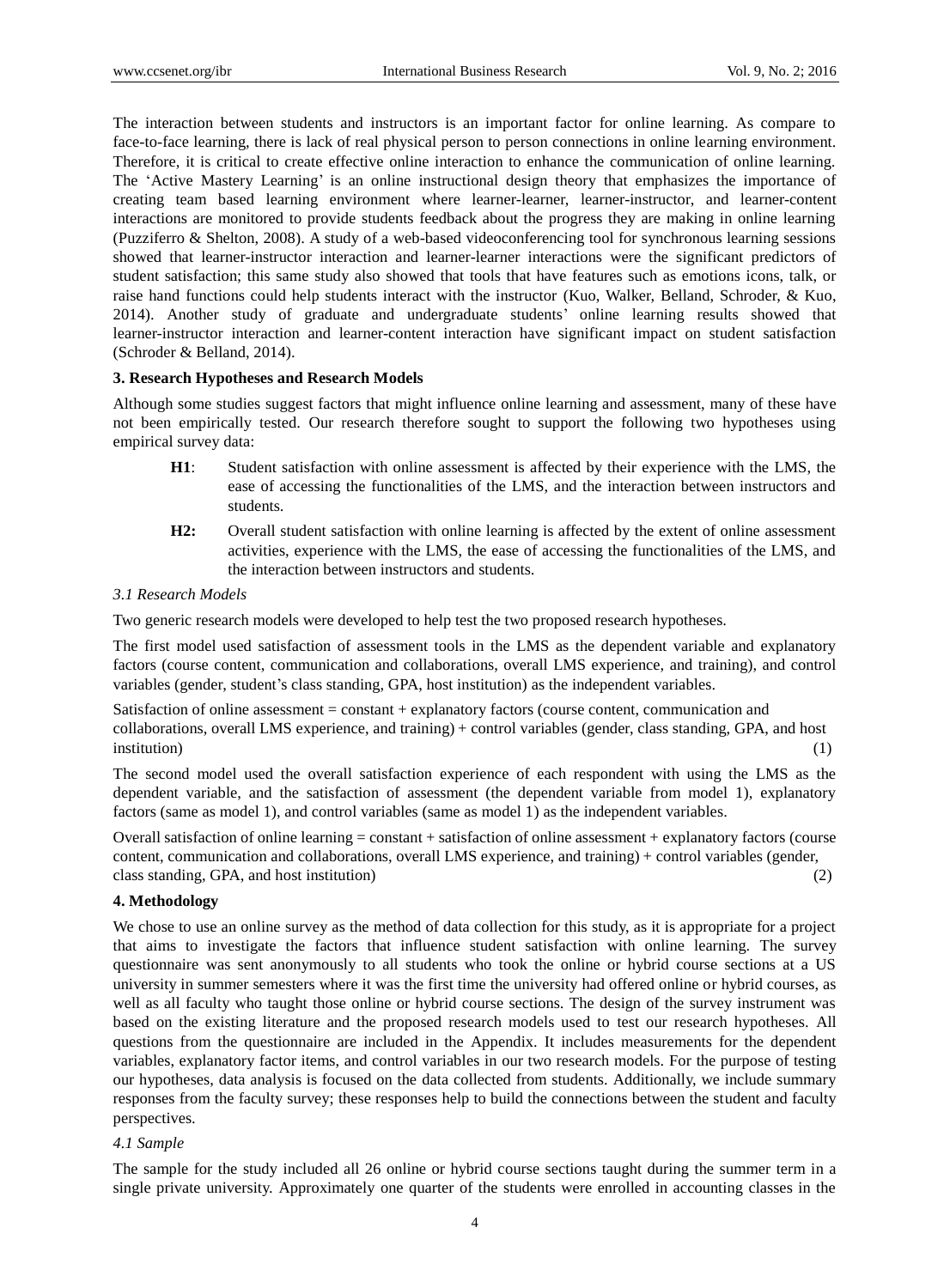The interaction between students and instructors is an important factor for online learning. As compare to face-to-face learning, there is lack of real physical person to person connections in online learning environment. Therefore, it is critical to create effective online interaction to enhance the communication of online learning. The 'Active Mastery Learning' is an online instructional design theory that emphasizes the importance of creating team based learning environment where learner-learner, learner-instructor, and learner-content interactions are monitored to provide students feedback about the progress they are making in online learning (Puzziferro & Shelton, 2008). A study of a web-based videoconferencing tool for synchronous learning sessions showed that learner-instructor interaction and learner-learner interactions were the significant predictors of student satisfaction; this same study also showed that tools that have features such as emotions icons, talk, or raise hand functions could help students interact with the instructor (Kuo, Walker, Belland, Schroder, & Kuo, 2014). Another study of graduate and undergraduate students' online learning results showed that learner-instructor interaction and learner-content interaction have significant impact on student satisfaction (Schroder & Belland, 2014).

### 3. Research Hypotheses and Research Models

Although some studies suggest factors that might influence online learning and assessment, many of these have not been empirically tested. Our research therefore sought to support the following two hypotheses using empirical survey data:

- **H1**: Student satisfaction with online assessment is affected by their experience with the LMS, the ease of accessing the functionalities of the LMS, and the interaction between instructors and students.
- **H2:** Overall student satisfaction with online learning is affected by the extent of online assessment activities, experience with the LMS, the ease of accessing the functionalities of the LMS, and the interaction between instructors and students.

#### *3.1 Research Models*

Two generic research models were developed to help test the two proposed research hypotheses.

The first model used satisfaction of assessment tools in the LMS as the dependent variable and explanatory factors (course content, communication and collaborations, overall LMS experience, and training), and control variables (gender, student's class standing, GPA, host institution) as the independent variables.

Satisfaction of online assessment = constant + explanatory factors (course content, communication and collaborations, overall LMS experience, and training) + control variables (gender, class standing, GPA, and host institution) (1)

The second model used the overall satisfaction experience of each respondent with using the LMS as the dependent variable, and the satisfaction of assessment (the dependent variable from model 1), explanatory factors (same as model 1), and control variables (same as model 1) as the independent variables.

Overall satisfaction of online learning = constant + satisfaction of online assessment + explanatory factors (course content, communication and collaborations, overall LMS experience, and training) + control variables (gender, class standing, GPA, and host institution) (2)

### 4. Methodology

We chose to use an online survey as the method of data collection for this study, as it is appropriate for a project that aims to investigate the factors that influence student satisfaction with online learning. The survey questionnaire was sent anonymously to all students who took the online or hybrid course sections at a US university in summer semesters where it was the first time the university had offered online or hybrid courses, as well as all faculty who taught those online or hybrid course sections. The design of the survey instrument was based on the existing literature and the proposed research models used to test our research hypotheses. All questions from the questionnaire are included in the Appendix. It includes measurements for the dependent variables, explanatory factor items, and control variables in our two research models. For the purpose of testing our hypotheses, data analysis is focused on the data collected from students. Additionally, we include summary responses from the faculty survey; these responses help to build the connections between the student and faculty perspectives.

#### *4.1 Sample*

The sample for the study included all 26 online or hybrid course sections taught during the summer term in a single private university. Approximately one quarter of the students were enrolled in accounting classes in the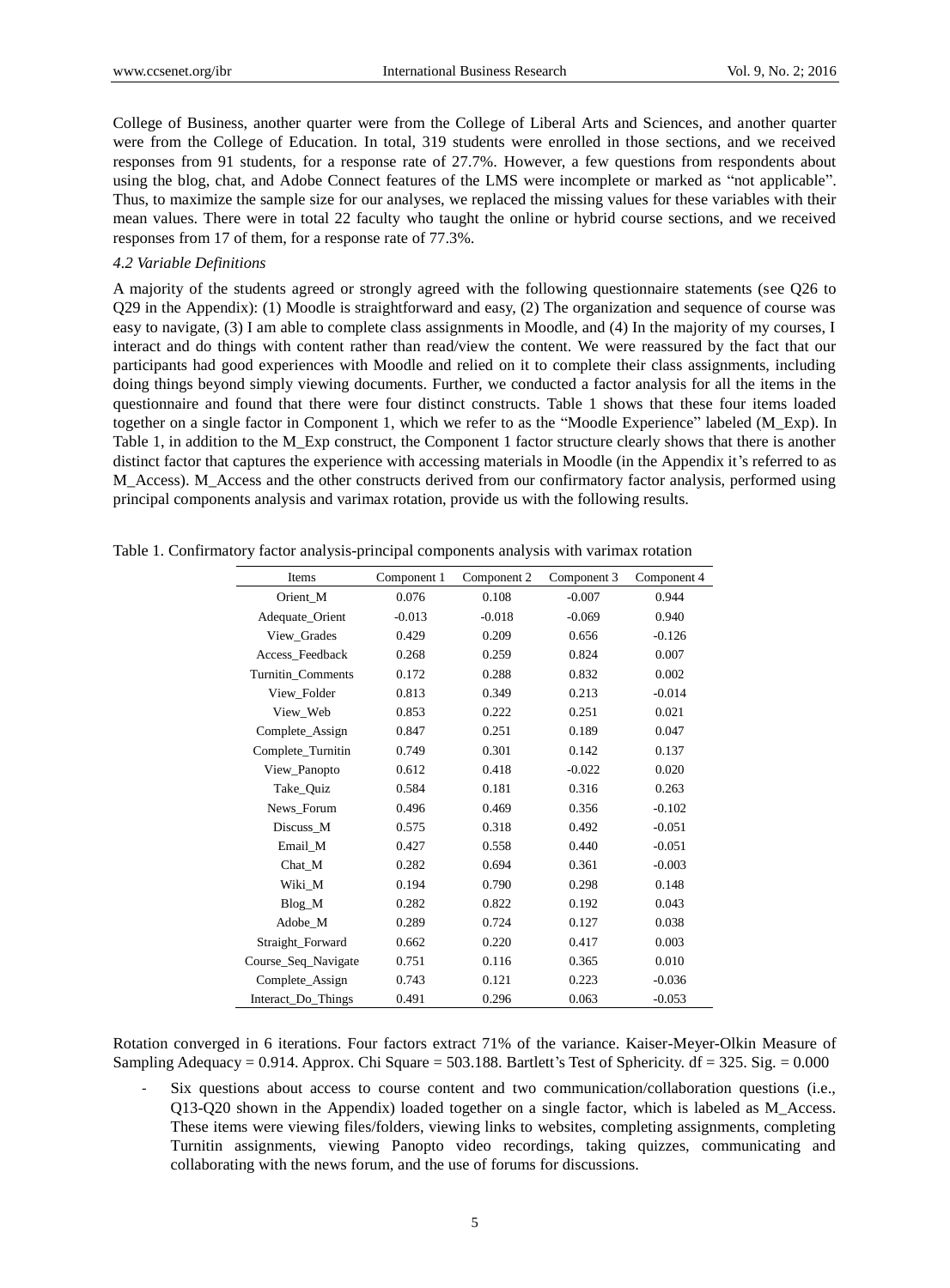College of Business, another quarter were from the College of Liberal Arts and Sciences, and another quarter were from the College of Education. In total, 319 students were enrolled in those sections, and we received responses from 91 students, for a response rate of 27.7%. However, a few questions from respondents about using the blog, chat, and Adobe Connect features of the LMS were incomplete or marked as "not applicable". Thus, to maximize the sample size for our analyses, we replaced the missing values for these variables with their mean values. There were in total 22 faculty who taught the online or hybrid course sections, and we received responses from 17 of them, for a response rate of 77.3%.

*4.2 Variable Definitions*

A majority of the students agreed or strongly agreed with the following questionnaire statements (see Q26 to Q29 in the Appendix): (1) Moodle is straightforward and easy, (2) The organization and sequence of course was easy to navigate, (3) I am able to complete class assignments in Moodle, and (4) In the majority of my courses, I interact and do things with content rather than read/view the content. We were reassured by the fact that our participants had good experiences with Moodle and relied on it to complete their class assignments, including doing things beyond simply viewing documents. Further, we conducted a factor analysis for all the items in the questionnaire and found that there were four distinct constructs. Table 1 shows that these four items loaded together on a single factor in Component 1, which we refer to as the "Moodle Experience" labeled (M_Exp). In Table 1, in addition to the M_Exp construct, the Component 1 factor structure clearly shows that there is another distinct factor that captures the experience with accessing materials in Moodle (in the Appendix it's referred to as M_Access). M_Access and the other constructs derived from our confirmatory factor analysis, performed using principal components analysis and varimax rotation, provide us with the following results.

Table 1. Confirmatory factor analysis-principal components analysis with varimax rotation

| Items | Component 1 | Component 2 | Component 3 | Component 4 |
|---|---|---|---|---|
| Orient_M | 0.076 | 0.108 | -0.007 | 0.944 |
| Adequate_Orient | -0.013 | -0.018 | -0.069 | 0.940 |
| View_Grades | 0.429 | 0.209 | 0.656 | -0.126 |
| Access_Feedback | 0.268 | 0.259 | 0.824 | 0.007 |
| Turnitin_Comments | 0.172 | 0.288 | 0.832 | 0.002 |
| View_Folder | 0.813 | 0.349 | 0.213 | -0.014 |
| View_Web | 0.853 | 0.222 | 0.251 | 0.021 |
| Complete_Assign | 0.847 | 0.251 | 0.189 | 0.047 |
| Complete_Turnitin | 0.749 | 0.301 | 0.142 | 0.137 |
| View_Panopto | 0.612 | 0.418 | -0.022 | 0.020 |
| Take_Quiz | 0.584 | 0.181 | 0.316 | 0.263 |
| News_Forum | 0.496 | 0.469 | 0.356 | -0.102 |
| Discuss_M | 0.575 | 0.318 | 0.492 | -0.051 |
| Email_M | 0.427 | 0.558 | 0.440 | -0.051 |
| Chat_M | 0.282 | 0.694 | 0.361 | -0.003 |
| Wiki_M | 0.194 | 0.790 | 0.298 | 0.148 |
| Blog_M | 0.282 | 0.822 | 0.192 | 0.043 |
| Adobe_M | 0.289 | 0.724 | 0.127 | 0.038 |
| Straight_Forward | 0.662 | 0.220 | 0.417 | 0.003 |
| Course_Seq_Navigate | 0.751 | 0.116 | 0.365 | 0.010 |
| Complete_Assign | 0.743 | 0.121 | 0.223 | -0.036 |
| Interact_Do_Things | 0.491 | 0.296 | 0.063 | -0.053 |

Rotation converged in 6 iterations. Four factors extract 71% of the variance. Kaiser-Meyer-Olkin Measure of Sampling Adequacy = 0.914. Approx. Chi Square = 503.188. Bartlett's Test of Sphericity. df = 325. Sig. = 0.000

- Six questions about access to course content and two communication/collaboration questions (i.e., Q13-Q20 shown in the Appendix) loaded together on a single factor, which is labeled as M_Access. These items were viewing files/folders, viewing links to websites, completing assignments, completing Turnitin assignments, viewing Panopto video recordings, taking quizzes, communicating and collaborating with the news forum, and the use of forums for discussions.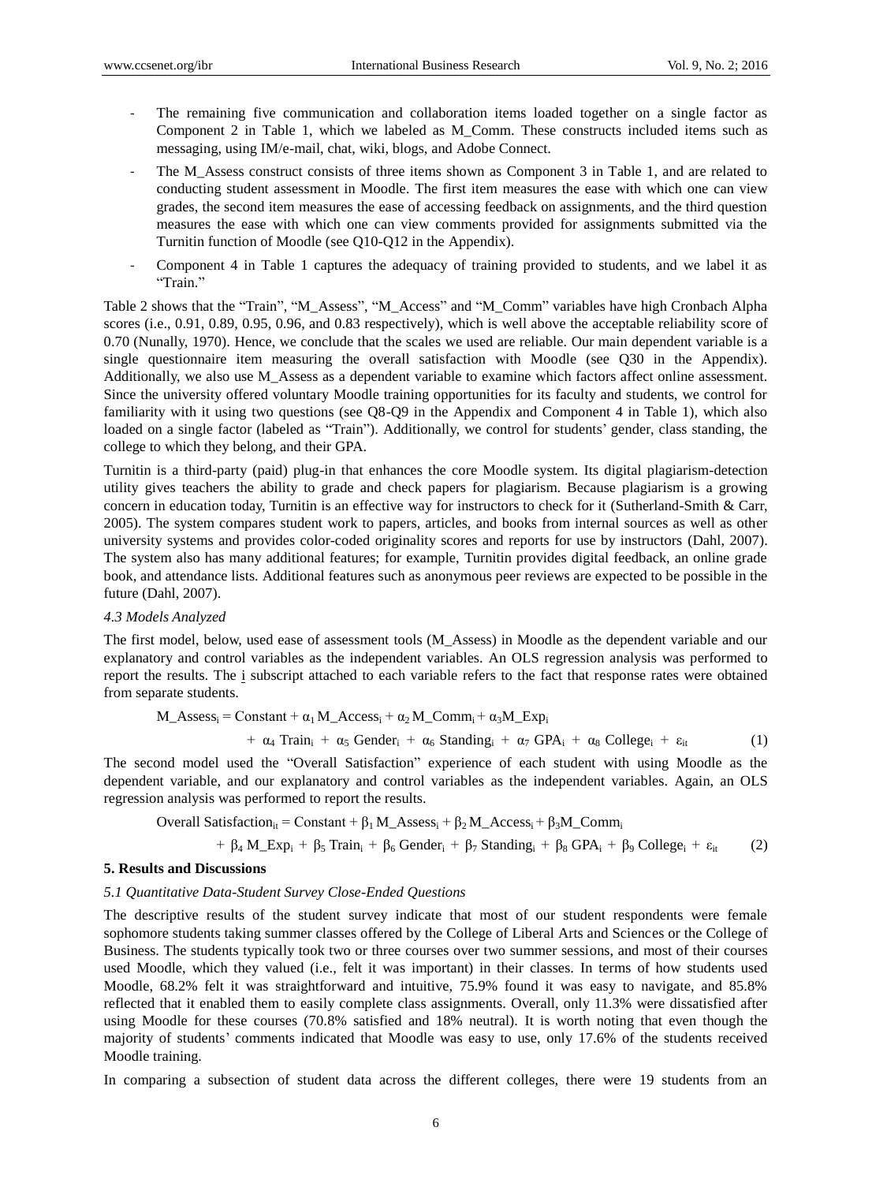- The remaining five communication and collaboration items loaded together on a single factor as Component 2 in Table 1, which we labeled as M_Comm. These constructs included items such as messaging, using IM/e-mail, chat, wiki, blogs, and Adobe Connect.
- The M_Assess construct consists of three items shown as Component 3 in Table 1, and are related to conducting student assessment in Moodle. The first item measures the ease with which one can view grades, the second item measures the ease of accessing feedback on assignments, and the third question measures the ease with which one can view comments provided for assignments submitted via the Turnitin function of Moodle (see Q10-Q12 in the Appendix).
- Component 4 in Table 1 captures the adequacy of training provided to students, and we label it as "Train."

Table 2 shows that the "Train", "M_Assess", "M_Access" and "M_Comm" variables have high Cronbach Alpha scores (i.e., 0.91, 0.89, 0.95, 0.96, and 0.83 respectively), which is well above the acceptable reliability score of 0.70 (Nunally, 1970). Hence, we conclude that the scales we used are reliable. Our main dependent variable is a single questionnaire item measuring the overall satisfaction with Moodle (see Q30 in the Appendix). Additionally, we also use M_Assess as a dependent variable to examine which factors affect online assessment. Since the university offered voluntary Moodle training opportunities for its faculty and students, we control for familiarity with it using two questions (see Q8-Q9 in the Appendix and Component 4 in Table 1), which also loaded on a single factor (labeled as "Train"). Additionally, we control for students' gender, class standing, the college to which they belong, and their GPA.

Turnitin is a third-party (paid) plug-in that enhances the core Moodle system. Its digital plagiarism-detection utility gives teachers the ability to grade and check papers for plagiarism. Because plagiarism is a growing concern in education today, Turnitin is an effective way for instructors to check for it (Sutherland-Smith & Carr, 2005). The system compares student work to papers, articles, and books from internal sources as well as other university systems and provides color-coded originality scores and reports for use by instructors (Dahl, 2007). The system also has many additional features; for example, Turnitin provides digital feedback, an online grade book, and attendance lists. Additional features such as anonymous peer reviews are expected to be possible in the future (Dahl, 2007).

### *4.3 Models Analyzed*

The first model, below, used ease of assessment tools (M_Assess) in Moodle as the dependent variable and our explanatory and control variables as the independent variables. An OLS regression analysis was performed to report the results. The i subscript attached to each variable refers to the fact that response rates were obtained from separate students.

$$M\_Assess_i = Constant + \alpha_1 M\_Access_i + \alpha_2 M\_Comm_i + \alpha_3 M\_Exp_i + \alpha_4 Train_i + \alpha_5 Gender_i + \alpha_6 Standing_i + \alpha_7 GPA_i + \alpha_8 College_i + \varepsilon_{it} \quad (1)$$

The second model used the "Overall Satisfaction" experience of each student with using Moodle as the dependent variable, and our explanatory and control variables as the independent variables. Again, an OLS regression analysis was performed to report the results.

$$Overall\ Satisfaction_{it} = Constant + \beta_1 M\_Assess_i + \beta_2 M\_Access_i + \beta_3 M\_Comm_i + \beta_4 M\_Exp_i + \beta_5 Train_i + \beta_6 Gender_i + \beta_7 Standing_i + \beta_8 GPA_i + \beta_9 College_i + \varepsilon_{it} \quad (2)$$

## 5. Results and Discussions

### *5.1 Quantitative Data-Student Survey Close-Ended Questions*

The descriptive results of the student survey indicate that most of our student respondents were female sophomore students taking summer classes offered by the College of Liberal Arts and Sciences or the College of Business. The students typically took two or three courses over two summer sessions, and most of their courses used Moodle, which they valued (i.e., felt it was important) in their classes. In terms of how students used Moodle, 68.2% felt it was straightforward and intuitive, 75.9% found it was easy to navigate, and 85.8% reflected that it enabled them to easily complete class assignments. Overall, only 11.3% were dissatisfied after using Moodle for these courses (70.8% satisfied and 18% neutral). It is worth noting that even though the majority of students' comments indicated that Moodle was easy to use, only 17.6% of the students received Moodle training.

In comparing a subsection of student data across the different colleges, there were 19 students from an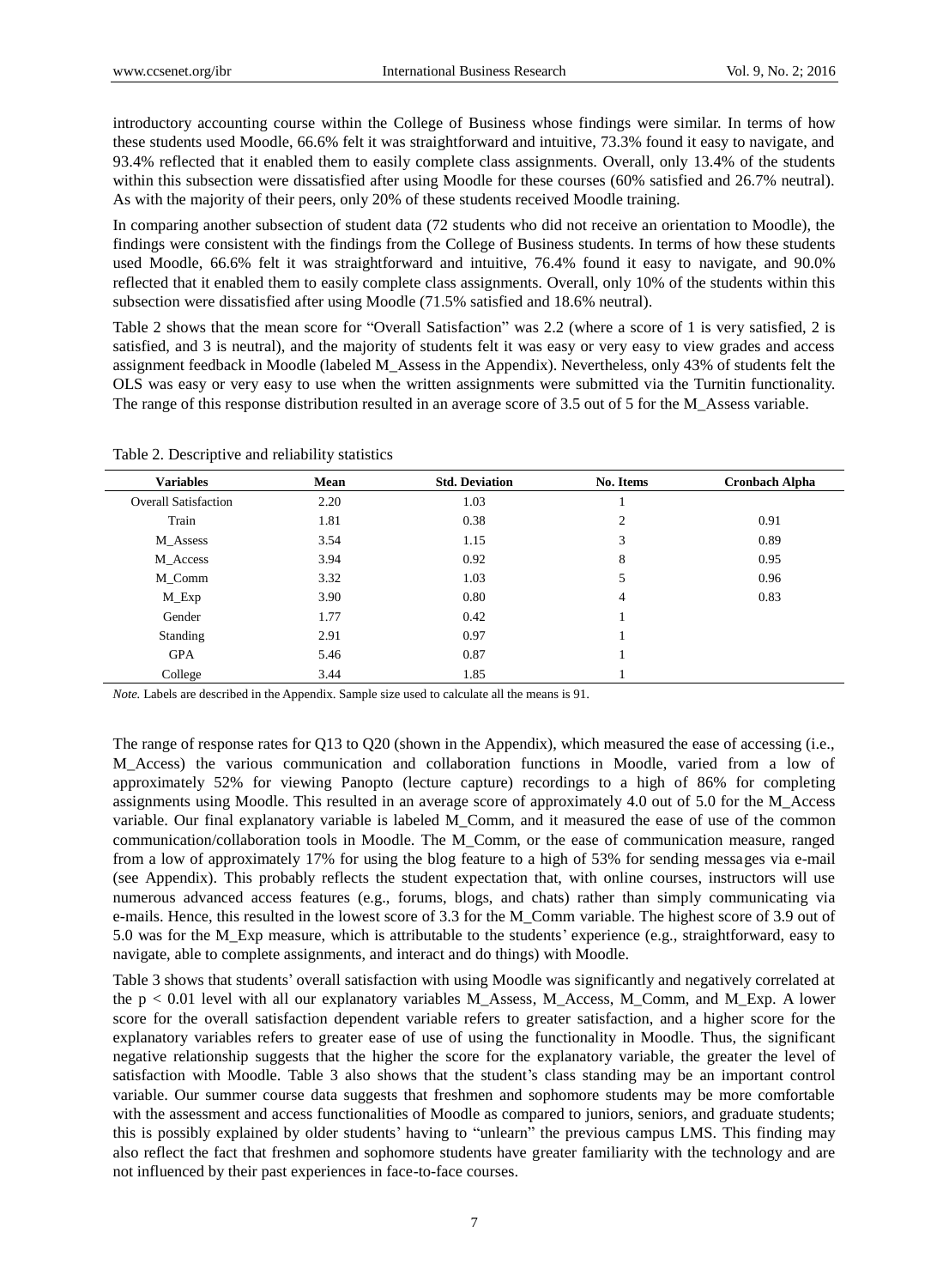introductory accounting course within the College of Business whose findings were similar. In terms of how these students used Moodle, 66.6% felt it was straightforward and intuitive, 73.3% found it easy to navigate, and 93.4% reflected that it enabled them to easily complete class assignments. Overall, only 13.4% of the students within this subsection were dissatisfied after using Moodle for these courses (60% satisfied and 26.7% neutral). As with the majority of their peers, only 20% of these students received Moodle training.

In comparing another subsection of student data (72 students who did not receive an orientation to Moodle), the findings were consistent with the findings from the College of Business students. In terms of how these students used Moodle, 66.6% felt it was straightforward and intuitive, 76.4% found it easy to navigate, and 90.0% reflected that it enabled them to easily complete class assignments. Overall, only 10% of the students within this subsection were dissatisfied after using Moodle (71.5% satisfied and 18.6% neutral).

Table 2 shows that the mean score for "Overall Satisfaction" was 2.2 (where a score of 1 is very satisfied, 2 is satisfied, and 3 is neutral), and the majority of students felt it was easy or very easy to view grades and access assignment feedback in Moodle (labeled M_Assess in the Appendix). Nevertheless, only 43% of students felt the OLS was easy or very easy to use when the written assignments were submitted via the Turnitin functionality. The range of this response distribution resulted in an average score of 3.5 out of 5 for the M_Assess variable.

Table 2. Descriptive and reliability statistics

| Variables | Mean | Std. Deviation | No. Items | Cronbach Alpha |
|---|---|---|---|---|
| Overall Satisfaction | 2.20 | 1.03 | 1 | |
| Train | 1.81 | 0.38 | 2 | 0.91 |
| M_Assess | 3.54 | 1.15 | 3 | 0.89 |
| M_Access | 3.94 | 0.92 | 8 | 0.95 |
| M_Comm | 3.32 | 1.03 | 5 | 0.96 |
| M_Exp | 3.90 | 0.80 | 4 | 0.83 |
| Gender | 1.77 | 0.42 | 1 | |
| Standing | 2.91 | 0.97 | 1 | |
| GPA | 5.46 | 0.87 | 1 | |
| College | 3.44 | 1.85 | 1 | |

*Note.* Labels are described in the Appendix. Sample size used to calculate all the means is 91.

The range of response rates for Q13 to Q20 (shown in the Appendix), which measured the ease of accessing (i.e., M_Access) the various communication and collaboration functions in Moodle, varied from a low of approximately 52% for viewing Panopto (lecture capture) recordings to a high of 86% for completing assignments using Moodle. This resulted in an average score of approximately 4.0 out of 5.0 for the M_Access variable. Our final explanatory variable is labeled M_Comm, and it measured the ease of use of the common communication/collaboration tools in Moodle. The M_Comm, or the ease of communication measure, ranged from a low of approximately 17% for using the blog feature to a high of 53% for sending messages via e-mail (see Appendix). This probably reflects the student expectation that, with online courses, instructors will use numerous advanced access features (e.g., forums, blogs, and chats) rather than simply communicating via e-mails. Hence, this resulted in the lowest score of 3.3 for the M_Comm variable. The highest score of 3.9 out of 5.0 was for the M_Exp measure, which is attributable to the students' experience (e.g., straightforward, easy to navigate, able to complete assignments, and interact and do things) with Moodle.

Table 3 shows that students' overall satisfaction with using Moodle was significantly and negatively correlated at the $p < 0.01$ level with all our explanatory variables M_Assess, M_Access, M_Comm, and M_Exp. A lower score for the overall satisfaction dependent variable refers to greater satisfaction, and a higher score for the explanatory variables refers to greater ease of use of using the functionality in Moodle. Thus, the significant negative relationship suggests that the higher the score for the explanatory variable, the greater the level of satisfaction with Moodle. Table 3 also shows that the student's class standing may be an important control variable. Our summer course data suggests that freshmen and sophomore students may be more comfortable with the assessment and access functionalities of Moodle as compared to juniors, seniors, and graduate students; this is possibly explained by older students' having to "unlearn" the previous campus LMS. This finding may also reflect the fact that freshmen and sophomore students have greater familiarity with the technology and are not influenced by their past experiences in face-to-face courses.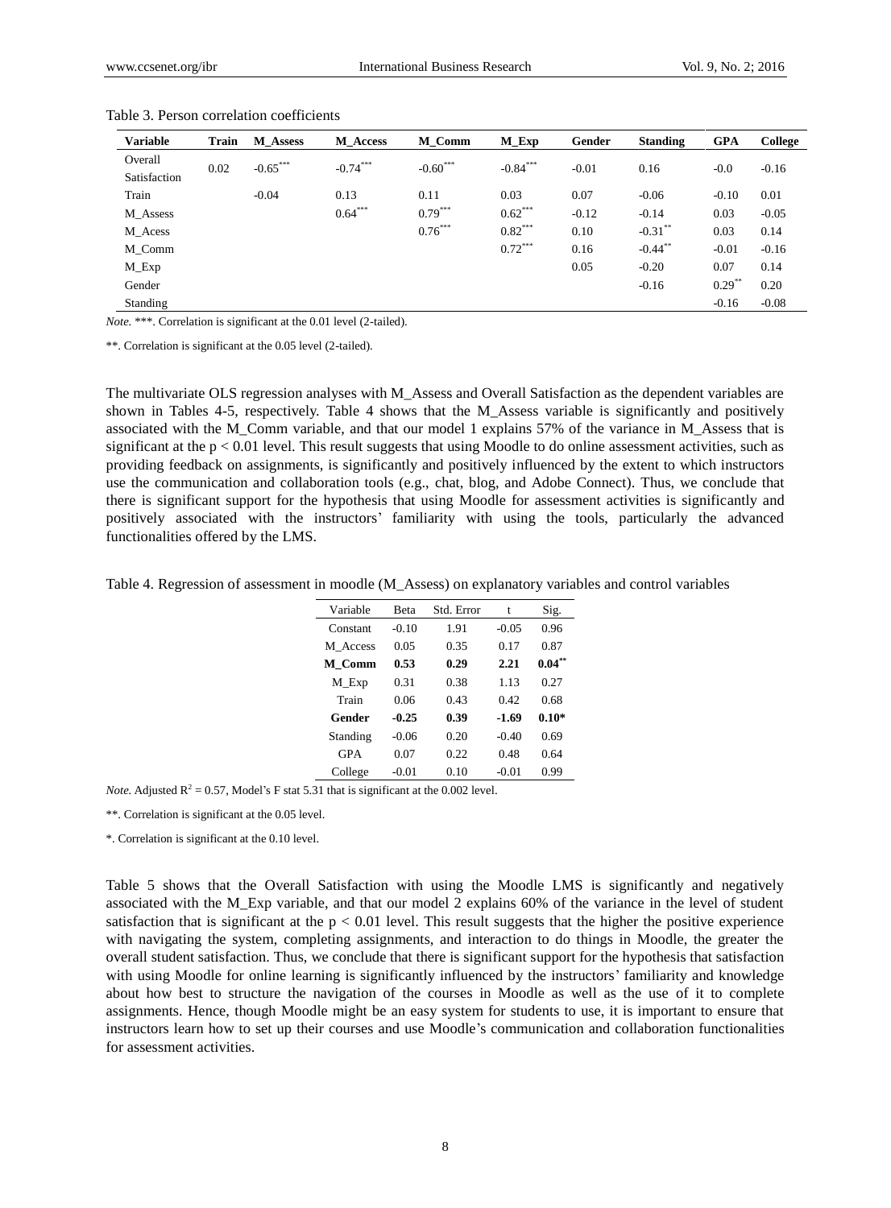Table 3. Person correlation coefficients

| Variable | Train | M_Assess | M_Access | M_Comm | M_Exp | Gender | Standing | GPA | College |
|---|---|---|---|---|---|---|---|---|---|
| Overall Satisfaction | 0.02 | -0.65*** | -0.74*** | -0.60*** | -0.84*** | -0.01 | 0.16 | -0.0 | -0.16 |
| Train | | -0.04 | 0.13 | 0.11 | 0.03 | 0.07 | -0.06 | -0.10 | 0.01 |
| M_Assess | | | 0.64*** | 0.79*** | 0.62*** | -0.12 | -0.14 | 0.03 | -0.05 |
| M_Acess | | | | 0.76*** | 0.82*** | 0.10 | -0.31** | 0.03 | 0.14 |
| M_Comm | | | | | 0.72*** | 0.16 | -0.44** | -0.01 | -0.16 |
| M_Exp | | | | | | 0.05 | -0.20 | 0.07 | 0.14 |
| Gender | | | | | | | -0.16 | 0.29** | 0.20 |
| Standing | | | | | | | | -0.16 | -0.08 |

*Note.* ***. Correlation is significant at the 0.01 level (2-tailed).

**. Correlation is significant at the 0.05 level (2-tailed).

The multivariate OLS regression analyses with M_Assess and Overall Satisfaction as the dependent variables are shown in Tables 4-5, respectively. Table 4 shows that the M_Assess variable is significantly and positively associated with the M_Comm variable, and that our model 1 explains 57% of the variance in M_Assess that is significant at the $p < 0.01$ level. This result suggests that using Moodle to do online assessment activities, such as providing feedback on assignments, is significantly and positively influenced by the extent to which instructors use the communication and collaboration tools (e.g., chat, blog, and Adobe Connect). Thus, we conclude that there is significant support for the hypothesis that using Moodle for assessment activities is significantly and positively associated with the instructors' familiarity with using the tools, particularly the advanced functionalities offered by the LMS.

Table 4. Regression of assessment in moodle (M_Assess) on explanatory variables and control variables

| Variable | Beta | Std. Error | t | Sig. |
|---|---|---|---|---|
| Constant | -0.10 | 1.91 | -0.05 | 0.96 |
| M_Access | 0.05 | 0.35 | 0.17 | 0.87 |
| **M_Comm** | **0.53** | **0.29** | **2.21** | **0.04**** |
| M_Exp | 0.31 | 0.38 | 1.13 | 0.27 |
| Train | 0.06 | 0.43 | 0.42 | 0.68 |
| **Gender** | **-0.25** | **0.39** | **-1.69** | **0.10*** |
| Standing | -0.06 | 0.20 | -0.40 | 0.69 |
| GPA | 0.07 | 0.22 | 0.48 | 0.64 |
| College | -0.01 | 0.10 | -0.01 | 0.99 |

*Note.* Adjusted $R^2 = 0.57$, Model's F stat 5.31 that is significant at the 0.002 level.

**. Correlation is significant at the 0.05 level.

*. Correlation is significant at the 0.10 level.

Table 5 shows that the Overall Satisfaction with using the Moodle LMS is significantly and negatively associated with the M_Exp variable, and that our model 2 explains 60% of the variance in the level of student satisfaction that is significant at the $p < 0.01$ level. This result suggests that the higher the positive experience with navigating the system, completing assignments, and interaction to do things in Moodle, the greater the overall student satisfaction. Thus, we conclude that there is significant support for the hypothesis that satisfaction with using Moodle for online learning is significantly influenced by the instructors' familiarity and knowledge about how best to structure the navigation of the courses in Moodle as well as the use of it to complete assignments. Hence, though Moodle might be an easy system for students to use, it is important to ensure that instructors learn how to set up their courses and use Moodle's communication and collaboration functionalities for assessment activities.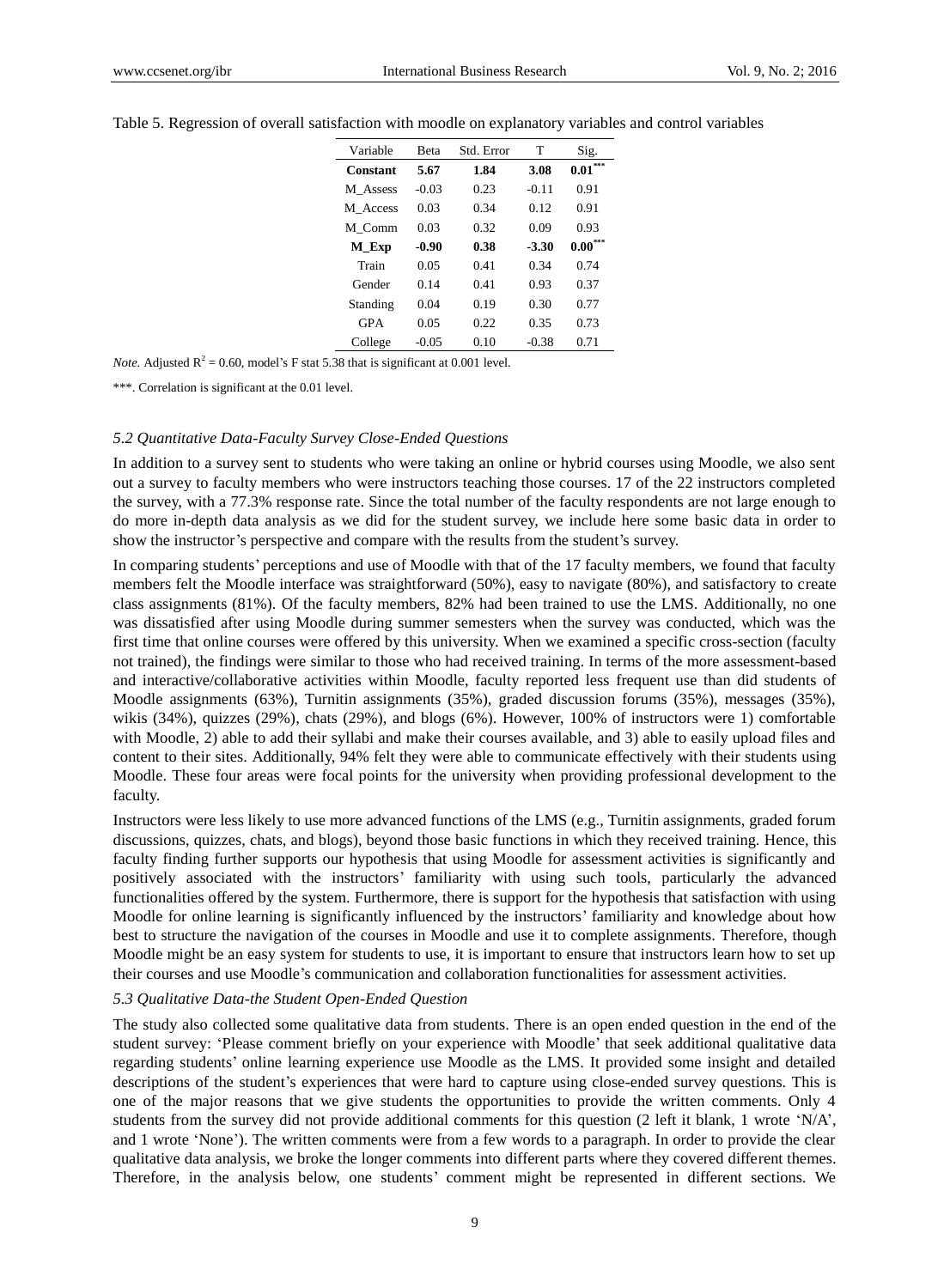Table 5. Regression of overall satisfaction with moodle on explanatory variables and control variables

| Variable | Beta | Std. Error | T | Sig. |
|---|---|---|---|---|
| **Constant** | **5.67** | **1.84** | **3.08** | **0.01\*\*\*** |
| M_Assess | -0.03 | 0.23 | -0.11 | 0.91 |
| M_Access | 0.03 | 0.34 | 0.12 | 0.91 |
| M_Comm | 0.03 | 0.32 | 0.09 | 0.93 |
| **M_Exp** | **-0.90** | **0.38** | **-3.30** | **0.00\*\*\*** |
| Train | 0.05 | 0.41 | 0.34 | 0.74 |
| Gender | 0.14 | 0.41 | 0.93 | 0.37 |
| Standing | 0.04 | 0.19 | 0.30 | 0.77 |
| GPA | 0.05 | 0.22 | 0.35 | 0.73 |
| College | -0.05 | 0.10 | -0.38 | 0.71 |

*Note.* Adjusted $R^2 = 0.60$, model's F stat 5.38 that is significant at 0.001 level.

\*\*\*. Correlation is significant at the 0.01 level.

### *5.2 Quantitative Data-Faculty Survey Close-Ended Questions*

In addition to a survey sent to students who were taking an online or hybrid courses using Moodle, we also sent out a survey to faculty members who were instructors teaching those courses. 17 of the 22 instructors completed the survey, with a 77.3% response rate. Since the total number of the faculty respondents are not large enough to do more in-depth data analysis as we did for the student survey, we include here some basic data in order to show the instructor's perspective and compare with the results from the student's survey.

In comparing students' perceptions and use of Moodle with that of the 17 faculty members, we found that faculty members felt the Moodle interface was straightforward (50%), easy to navigate (80%), and satisfactory to create class assignments (81%). Of the faculty members, 82% had been trained to use the LMS. Additionally, no one was dissatisfied after using Moodle during summer semesters when the survey was conducted, which was the first time that online courses were offered by this university. When we examined a specific cross-section (faculty not trained), the findings were similar to those who had received training. In terms of the more assessment-based and interactive/collaborative activities within Moodle, faculty reported less frequent use than did students of Moodle assignments (63%), Turnitin assignments (35%), graded discussion forums (35%), messages (35%), wikis (34%), quizzes (29%), chats (29%), and blogs (6%). However, 100% of instructors were 1) comfortable with Moodle, 2) able to add their syllabi and make their courses available, and 3) able to easily upload files and content to their sites. Additionally, 94% felt they were able to communicate effectively with their students using Moodle. These four areas were focal points for the university when providing professional development to the faculty.

Instructors were less likely to use more advanced functions of the LMS (e.g., Turnitin assignments, graded forum discussions, quizzes, chats, and blogs), beyond those basic functions in which they received training. Hence, this faculty finding further supports our hypothesis that using Moodle for assessment activities is significantly and positively associated with the instructors' familiarity with using such tools, particularly the advanced functionalities offered by the system. Furthermore, there is support for the hypothesis that satisfaction with using Moodle for online learning is significantly influenced by the instructors' familiarity and knowledge about how best to structure the navigation of the courses in Moodle and use it to complete assignments. Therefore, though Moodle might be an easy system for students to use, it is important to ensure that instructors learn how to set up their courses and use Moodle's communication and collaboration functionalities for assessment activities.

### *5.3 Qualitative Data-the Student Open-Ended Question*

The study also collected some qualitative data from students. There is an open ended question in the end of the student survey: 'Please comment briefly on your experience with Moodle' that seek additional qualitative data regarding students' online learning experience use Moodle as the LMS. It provided some insight and detailed descriptions of the student's experiences that were hard to capture using close-ended survey questions. This is one of the major reasons that we give students the opportunities to provide the written comments. Only 4 students from the survey did not provide additional comments for this question (2 left it blank, 1 wrote 'N/A', and 1 wrote 'None'). The written comments were from a few words to a paragraph. In order to provide the clear qualitative data analysis, we broke the longer comments into different parts where they covered different themes. Therefore, in the analysis below, one students' comment might be represented in different sections. We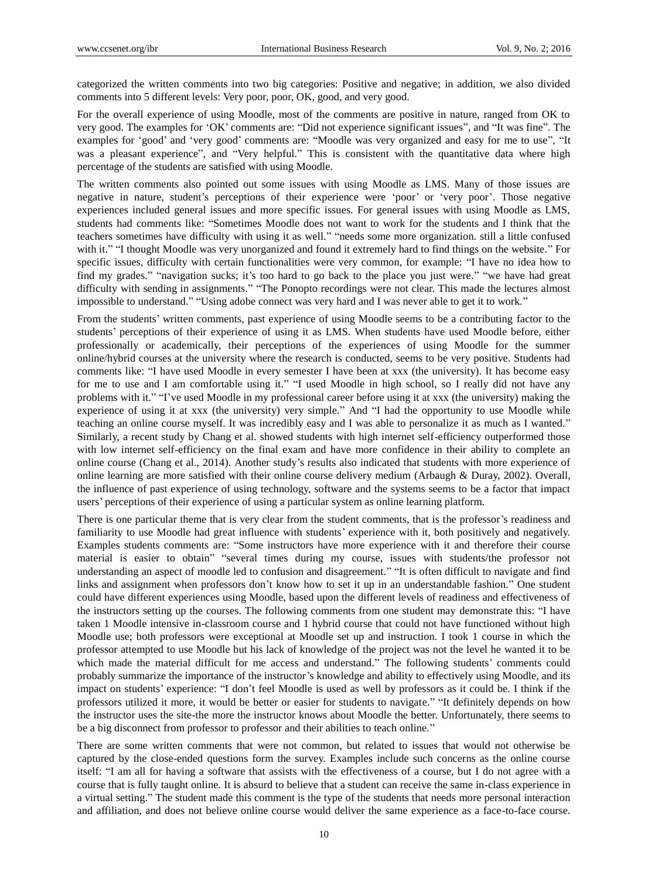categorized the written comments into two big categories: Positive and negative; in addition, we also divided comments into 5 different levels: Very poor, poor, OK, good, and very good.

For the overall experience of using Moodle, most of the comments are positive in nature, ranged from OK to very good. The examples for 'OK' comments are: "Did not experience significant issues", and "It was fine". The examples for 'good' and 'very good' comments are: "Moodle was very organized and easy for me to use", "It was a pleasant experience", and "Very helpful." This is consistent with the quantitative data where high percentage of the students are satisfied with using Moodle.

The written comments also pointed out some issues with using Moodle as LMS. Many of those issues are negative in nature, student's perceptions of their experience were 'poor' or 'very poor'. Those negative experiences included general issues and more specific issues. For general issues with using Moodle as LMS, students had comments like: "Sometimes Moodle does not want to work for the students and I think that the teachers sometimes have difficulty with using it as well." "needs some more organization. still a little confused with it." "I thought Moodle was very unorganized and found it extremely hard to find things on the website." For specific issues, difficulty with certain functionalities were very common, for example: "I have no idea how to find my grades." "navigation sucks; it's too hard to go back to the place you just were." "we have had great difficulty with sending in assignments." "The Ponopto recordings were not clear. This made the lectures almost impossible to understand." "Using adobe connect was very hard and I was never able to get it to work."

From the students' written comments, past experience of using Moodle seems to be a contributing factor to the students' perceptions of their experience of using it as LMS. When students have used Moodle before, either professionally or academically, their perceptions of the experiences of using Moodle for the summer online/hybrid courses at the university where the research is conducted, seems to be very positive. Students had comments like: "I have used Moodle in every semester I have been at xxx (the university). It has become easy for me to use and I am comfortable using it." "I used Moodle in high school, so I really did not have any problems with it." "I've used Moodle in my professional career before using it at xxx (the university) making the experience of using it at xxx (the university) very simple." And "I had the opportunity to use Moodle while teaching an online course myself. It was incredibly easy and I was able to personalize it as much as I wanted." Similarly, a recent study by Chang et al. showed students with high internet self-efficiency outperformed those with low internet self-efficiency on the final exam and have more confidence in their ability to complete an online course (Chang et al., 2014). Another study's results also indicated that students with more experience of online learning are more satisfied with their online course delivery medium (Arbaugh & Duray, 2002). Overall, the influence of past experience of using technology, software and the systems seems to be a factor that impact users' perceptions of their experience of using a particular system as online learning platform.

There is one particular theme that is very clear from the student comments, that is the professor's readiness and familiarity to use Moodle had great influence with students' experience with it, both positively and negatively. Examples students comments are: "Some instructors have more experience with it and therefore their course material is easier to obtain" "several times during my course, issues with students/the professor not understanding an aspect of moodle led to confusion and disagreement." "It is often difficult to navigate and find links and assignment when professors don't know how to set it up in an understandable fashion." One student could have different experiences using Moodle, based upon the different levels of readiness and effectiveness of the instructors setting up the courses. The following comments from one student may demonstrate this: "I have taken 1 Moodle intensive in-classroom course and 1 hybrid course that could not have functioned without high Moodle use; both professors were exceptional at Moodle set up and instruction. I took 1 course in which the professor attempted to use Moodle but his lack of knowledge of the project was not the level he wanted it to be which made the material difficult for me access and understand." The following students' comments could probably summarize the importance of the instructor's knowledge and ability to effectively using Moodle, and its impact on students' experience: "I don't feel Moodle is used as well by professors as it could be. I think if the professors utilized it more, it would be better or easier for students to navigate." "It definitely depends on how the instructor uses the site-the more the instructor knows about Moodle the better. Unfortunately, there seems to be a big disconnect from professor to professor and their abilities to teach online."

There are some written comments that were not common, but related to issues that would not otherwise be captured by the close-ended questions form the survey. Examples include such concerns as the online course itself: "I am all for having a software that assists with the effectiveness of a course, but I do not agree with a course that is fully taught online. It is absurd to believe that a student can receive the same in-class experience in a virtual setting." The student made this comment is the type of the students that needs more personal interaction and affiliation, and does not believe online course would deliver the same experience as a face-to-face course.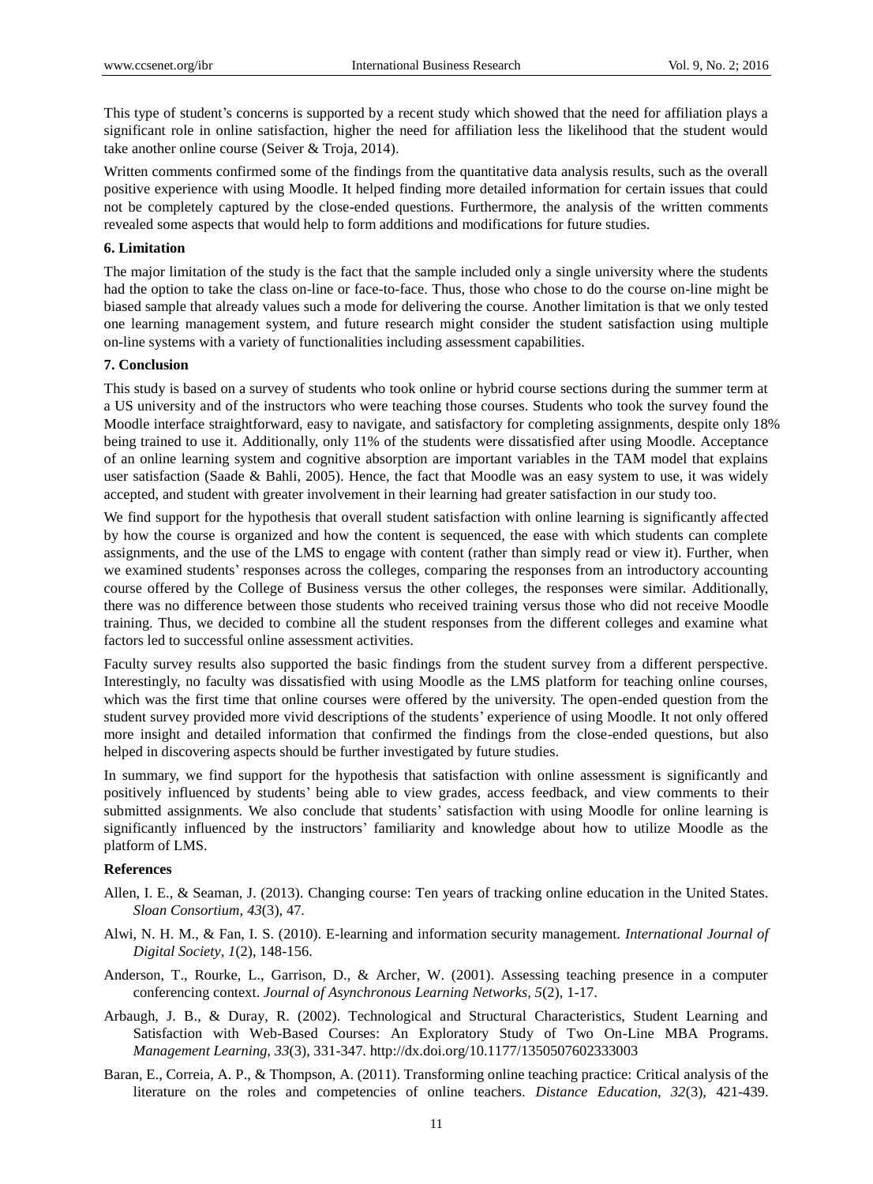This type of student's concerns is supported by a recent study which showed that the need for affiliation plays a significant role in online satisfaction, higher the need for affiliation less the likelihood that the student would take another online course (Seiver & Troja, 2014).

Written comments confirmed some of the findings from the quantitative data analysis results, such as the overall positive experience with using Moodle. It helped finding more detailed information for certain issues that could not be completely captured by the close-ended questions. Furthermore, the analysis of the written comments revealed some aspects that would help to form additions and modifications for future studies.

### 6. Limitation

The major limitation of the study is the fact that the sample included only a single university where the students had the option to take the class on-line or face-to-face. Thus, those who chose to do the course on-line might be biased sample that already values such a mode for delivering the course. Another limitation is that we only tested one learning management system, and future research might consider the student satisfaction using multiple on-line systems with a variety of functionalities including assessment capabilities.

### 7. Conclusion

This study is based on a survey of students who took online or hybrid course sections during the summer term at a US university and of the instructors who were teaching those courses. Students who took the survey found the Moodle interface straightforward, easy to navigate, and satisfactory for completing assignments, despite only 18% being trained to use it. Additionally, only 11% of the students were dissatisfied after using Moodle. Acceptance of an online learning system and cognitive absorption are important variables in the TAM model that explains user satisfaction (Saade & Bahli, 2005). Hence, the fact that Moodle was an easy system to use, it was widely accepted, and student with greater involvement in their learning had greater satisfaction in our study too.

We find support for the hypothesis that overall student satisfaction with online learning is significantly affected by how the course is organized and how the content is sequenced, the ease with which students can complete assignments, and the use of the LMS to engage with content (rather than simply read or view it). Further, when we examined students' responses across the colleges, comparing the responses from an introductory accounting course offered by the College of Business versus the other colleges, the responses were similar. Additionally, there was no difference between those students who received training versus those who did not receive Moodle training. Thus, we decided to combine all the student responses from the different colleges and examine what factors led to successful online assessment activities.

Faculty survey results also supported the basic findings from the student survey from a different perspective. Interestingly, no faculty was dissatisfied with using Moodle as the LMS platform for teaching online courses, which was the first time that online courses were offered by the university. The open-ended question from the student survey provided more vivid descriptions of the students' experience of using Moodle. It not only offered more insight and detailed information that confirmed the findings from the close-ended questions, but also helped in discovering aspects should be further investigated by future studies.

In summary, we find support for the hypothesis that satisfaction with online assessment is significantly and positively influenced by students' being able to view grades, access feedback, and view comments to their submitted assignments. We also conclude that students' satisfaction with using Moodle for online learning is significantly influenced by the instructors' familiarity and knowledge about how to utilize Moodle as the platform of LMS.

### References

Allen, I. E., & Seaman, J. (2013). Changing course: Ten years of tracking online education in the United States. *Sloan Consortium, 43*(3), 47.

Alwi, N. H. M., & Fan, I. S. (2010). E-learning and information security management. *International Journal of Digital Society, 1*(2), 148-156.

Anderson, T., Rourke, L., Garrison, D., & Archer, W. (2001). Assessing teaching presence in a computer conferencing context. *Journal of Asynchronous Learning Networks, 5*(2), 1-17.

Arbaugh, J. B., & Duray, R. (2002). Technological and Structural Characteristics, Student Learning and Satisfaction with Web-Based Courses: An Exploratory Study of Two On-Line MBA Programs. *Management Learning, 33*(3), 331-347. http://dx.doi.org/10.1177/1350507602333003

Baran, E., Correia, A. P., & Thompson, A. (2011). Transforming online teaching practice: Critical analysis of the literature on the roles and competencies of online teachers. *Distance Education, 32*(3), 421-439.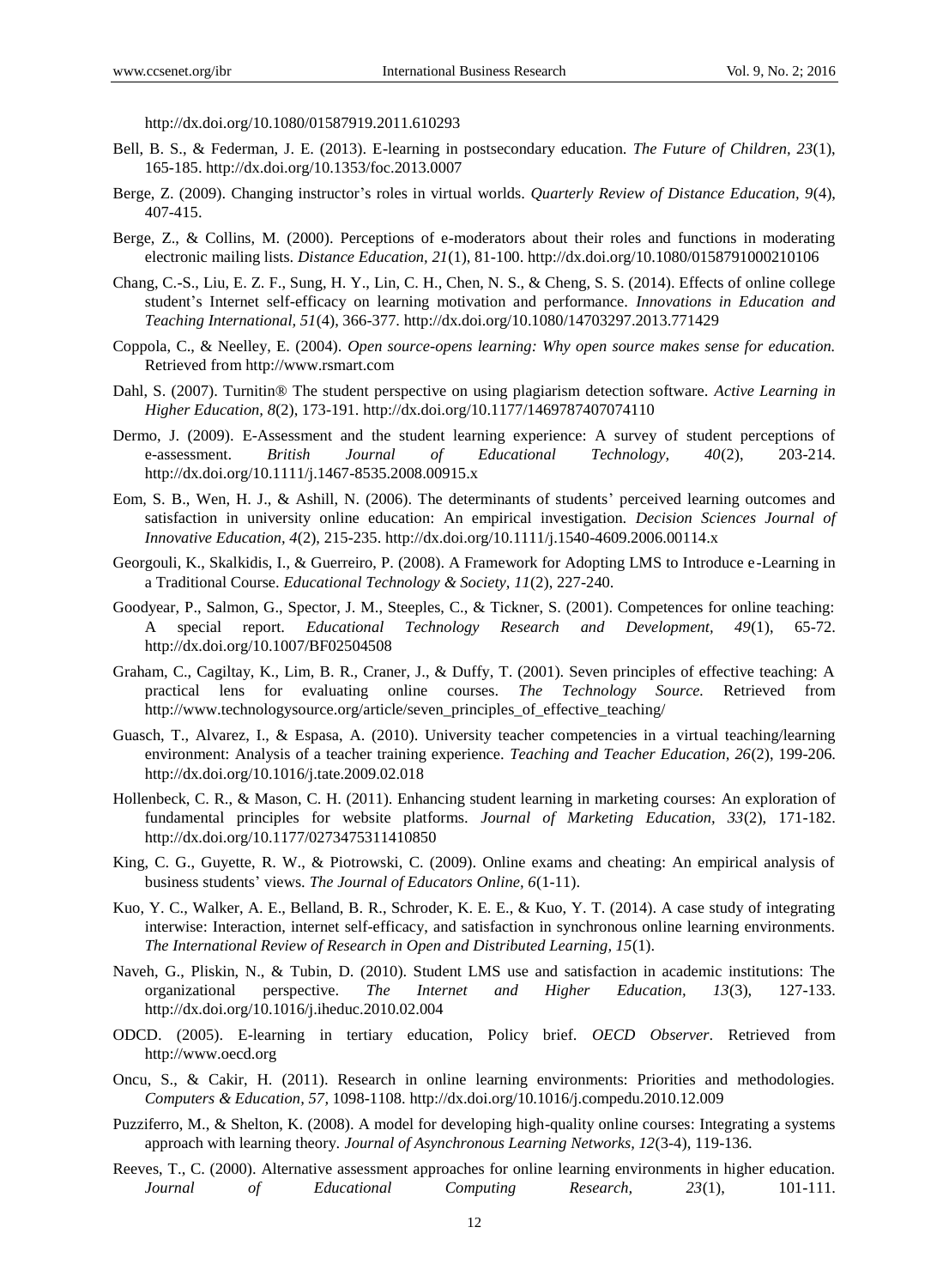http://dx.doi.org/10.1080/01587919.2011.610293

Bell, B. S., & Federman, J. E. (2013). E-learning in postsecondary education. *The Future of Children, 23*(1), 165-185. http://dx.doi.org/10.1353/foc.2013.0007

Berge, Z. (2009). Changing instructor's roles in virtual worlds. *Quarterly Review of Distance Education, 9*(4), 407-415.

Berge, Z., & Collins, M. (2000). Perceptions of e-moderators about their roles and functions in moderating electronic mailing lists. *Distance Education, 21*(1), 81-100. http://dx.doi.org/10.1080/0158791000210106

Chang, C.-S., Liu, E. Z. F., Sung, H. Y., Lin, C. H., Chen, N. S., & Cheng, S. S. (2014). Effects of online college student's Internet self-efficacy on learning motivation and performance. *Innovations in Education and Teaching International, 51*(4), 366-377. http://dx.doi.org/10.1080/14703297.2013.771429

Coppola, C., & Neelley, E. (2004). *Open source-opens learning: Why open source makes sense for education.* Retrieved from http://www.rsmart.com

Dahl, S. (2007). Turnitin® The student perspective on using plagiarism detection software. *Active Learning in Higher Education, 8*(2), 173-191. http://dx.doi.org/10.1177/1469787407074110

Dermo, J. (2009). E-Assessment and the student learning experience: A survey of student perceptions of e-assessment. *British Journal of Educational Technology, 40*(2), 203-214. http://dx.doi.org/10.1111/j.1467-8535.2008.00915.x

Eom, S. B., Wen, H. J., & Ashill, N. (2006). The determinants of students' perceived learning outcomes and satisfaction in university online education: An empirical investigation. *Decision Sciences Journal of Innovative Education, 4*(2), 215-235. http://dx.doi.org/10.1111/j.1540-4609.2006.00114.x

Georgouli, K., Skalkidis, I., & Guerreiro, P. (2008). A Framework for Adopting LMS to Introduce e-Learning in a Traditional Course. *Educational Technology & Society, 11*(2), 227-240.

Goodyear, P., Salmon, G., Spector, J. M., Steeples, C., & Tickner, S. (2001). Competences for online teaching: A special report. *Educational Technology Research and Development, 49*(1), 65-72. http://dx.doi.org/10.1007/BF02504508

Graham, C., Cagiltay, K., Lim, B. R., Craner, J., & Duffy, T. (2001). Seven principles of effective teaching: A practical lens for evaluating online courses. *The Technology Source.* Retrieved from http://www.technologysource.org/article/seven_principles_of_effective_teaching/

Guasch, T., Alvarez, I., & Espasa, A. (2010). University teacher competencies in a virtual teaching/learning environment: Analysis of a teacher training experience. *Teaching and Teacher Education, 26*(2), 199-206. http://dx.doi.org/10.1016/j.tate.2009.02.018

Hollenbeck, C. R., & Mason, C. H. (2011). Enhancing student learning in marketing courses: An exploration of fundamental principles for website platforms. *Journal of Marketing Education, 33*(2), 171-182. http://dx.doi.org/10.1177/0273475311410850

King, C. G., Guyette, R. W., & Piotrowski, C. (2009). Online exams and cheating: An empirical analysis of business students' views. *The Journal of Educators Online, 6*(1-11).

Kuo, Y. C., Walker, A. E., Belland, B. R., Schroder, K. E. E., & Kuo, Y. T. (2014). A case study of integrating interwise: Interaction, internet self-efficacy, and satisfaction in synchronous online learning environments. *The International Review of Research in Open and Distributed Learning, 15*(1).

Naveh, G., Pliskin, N., & Tubin, D. (2010). Student LMS use and satisfaction in academic institutions: The organizational perspective. *The Internet and Higher Education, 13*(3), 127-133. http://dx.doi.org/10.1016/j.iheduc.2010.02.004

ODCD. (2005). E-learning in tertiary education, Policy brief. *OECD Observer*. Retrieved from http://www.oecd.org

Oncu, S., & Cakir, H. (2011). Research in online learning environments: Priorities and methodologies. *Computers & Education, 57,* 1098-1108. http://dx.doi.org/10.1016/j.compedu.2010.12.009

Puzziferro, M., & Shelton, K. (2008). A model for developing high-quality online courses: Integrating a systems approach with learning theory. *Journal of Asynchronous Learning Networks, 12*(3-4), 119-136.

Reeves, T., C. (2000). Alternative assessment approaches for online learning environments in higher education. *Journal of Educational Computing Research, 23*(1), 101-111.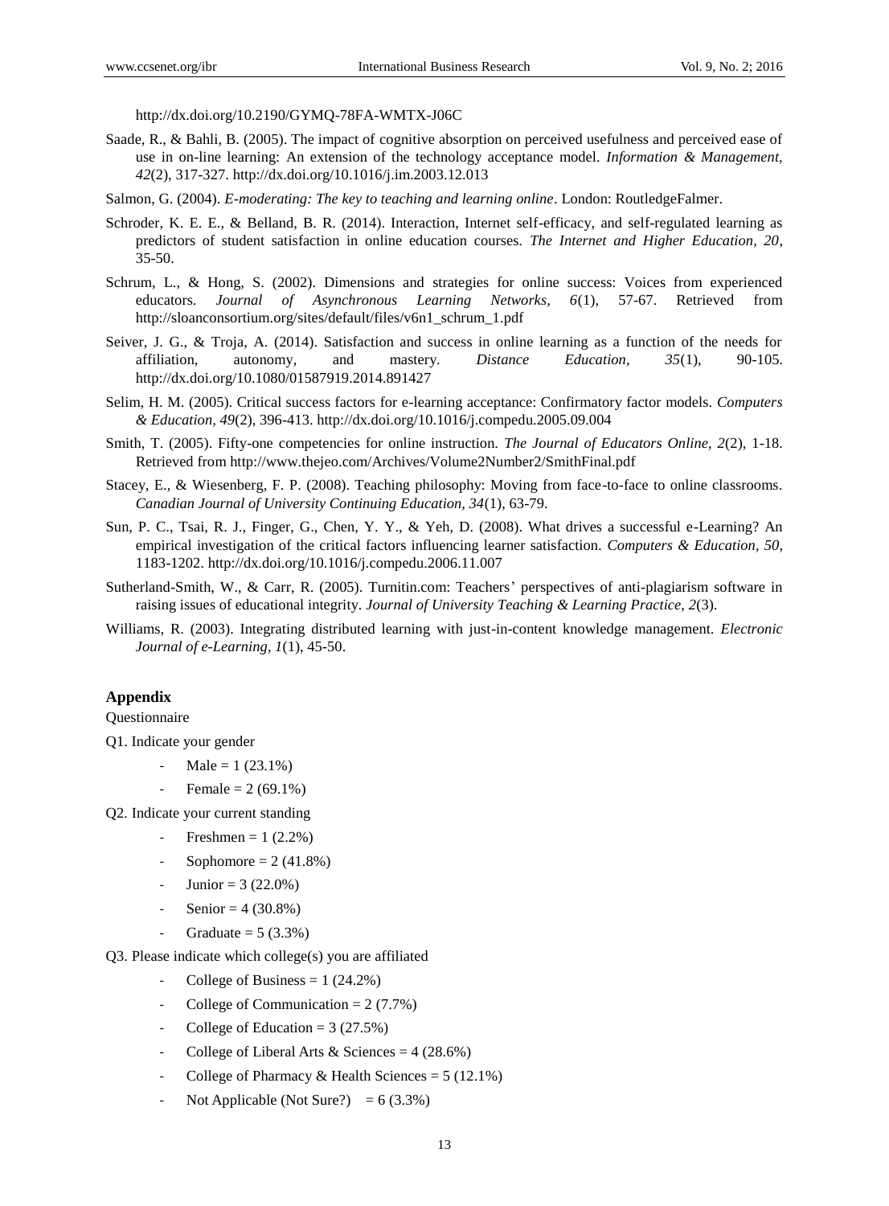http://dx.doi.org/10.2190/GYMQ-78FA-WMTX-J06C

Saade, R., & Bahli, B. (2005). The impact of cognitive absorption on perceived usefulness and perceived ease of use in on-line learning: An extension of the technology acceptance model. *Information & Management, 42*(2), 317-327. http://dx.doi.org/10.1016/j.im.2003.12.013

Salmon, G. (2004). *E-moderating: The key to teaching and learning online*. London: RoutledgeFalmer.

Schroder, K. E. E., & Belland, B. R. (2014). Interaction, Internet self-efficacy, and self-regulated learning as predictors of student satisfaction in online education courses. *The Internet and Higher Education, 20*, 35-50.

Schrum, L., & Hong, S. (2002). Dimensions and strategies for online success: Voices from experienced educators. *Journal of Asynchronous Learning Networks, 6*(1), 57-67. Retrieved from http://sloanconsortium.org/sites/default/files/v6n1_schrum_1.pdf

Seiver, J. G., & Troja, A. (2014). Satisfaction and success in online learning as a function of the needs for affiliation, autonomy, and mastery. *Distance Education, 35*(1), 90-105. http://dx.doi.org/10.1080/01587919.2014.891427

Selim, H. M. (2005). Critical success factors for e-learning acceptance: Confirmatory factor models. *Computers & Education, 49*(2), 396-413. http://dx.doi.org/10.1016/j.compedu.2005.09.004

Smith, T. (2005). Fifty-one competencies for online instruction. *The Journal of Educators Online, 2*(2), 1-18. Retrieved from http://www.thejeo.com/Archives/Volume2Number2/SmithFinal.pdf

Stacey, E., & Wiesenberg, F. P. (2008). Teaching philosophy: Moving from face-to-face to online classrooms. *Canadian Journal of University Continuing Education, 34*(1), 63-79.

Sun, P. C., Tsai, R. J., Finger, G., Chen, Y. Y., & Yeh, D. (2008). What drives a successful e-Learning? An empirical investigation of the critical factors influencing learner satisfaction. *Computers & Education, 50*, 1183-1202. http://dx.doi.org/10.1016/j.compedu.2006.11.007

Sutherland-Smith, W., & Carr, R. (2005). Turnitin.com: Teachers' perspectives of anti-plagiarism software in raising issues of educational integrity. *Journal of University Teaching & Learning Practice, 2*(3).

Williams, R. (2003). Integrating distributed learning with just-in-content knowledge management. *Electronic Journal of e-Learning, 1*(1), 45-50.

## Appendix

Questionnaire

Q1. Indicate your gender

- Male = 1 (23.1%)
- Female = 2 (69.1%)

Q2. Indicate your current standing

- Freshmen = 1 (2.2%)
- Sophomore = 2 (41.8%)
- Junior = 3 (22.0%)
- Senior = 4 (30.8%)
- Graduate = 5 (3.3%)

Q3. Please indicate which college(s) you are affiliated

- College of Business = 1 (24.2%)
- College of Communication = 2 (7.7%)
- College of Education = 3 (27.5%)
- College of Liberal Arts & Sciences = 4 (28.6%)
- College of Pharmacy & Health Sciences = 5 (12.1%)
- Not Applicable (Not Sure?) = 6 (3.3%)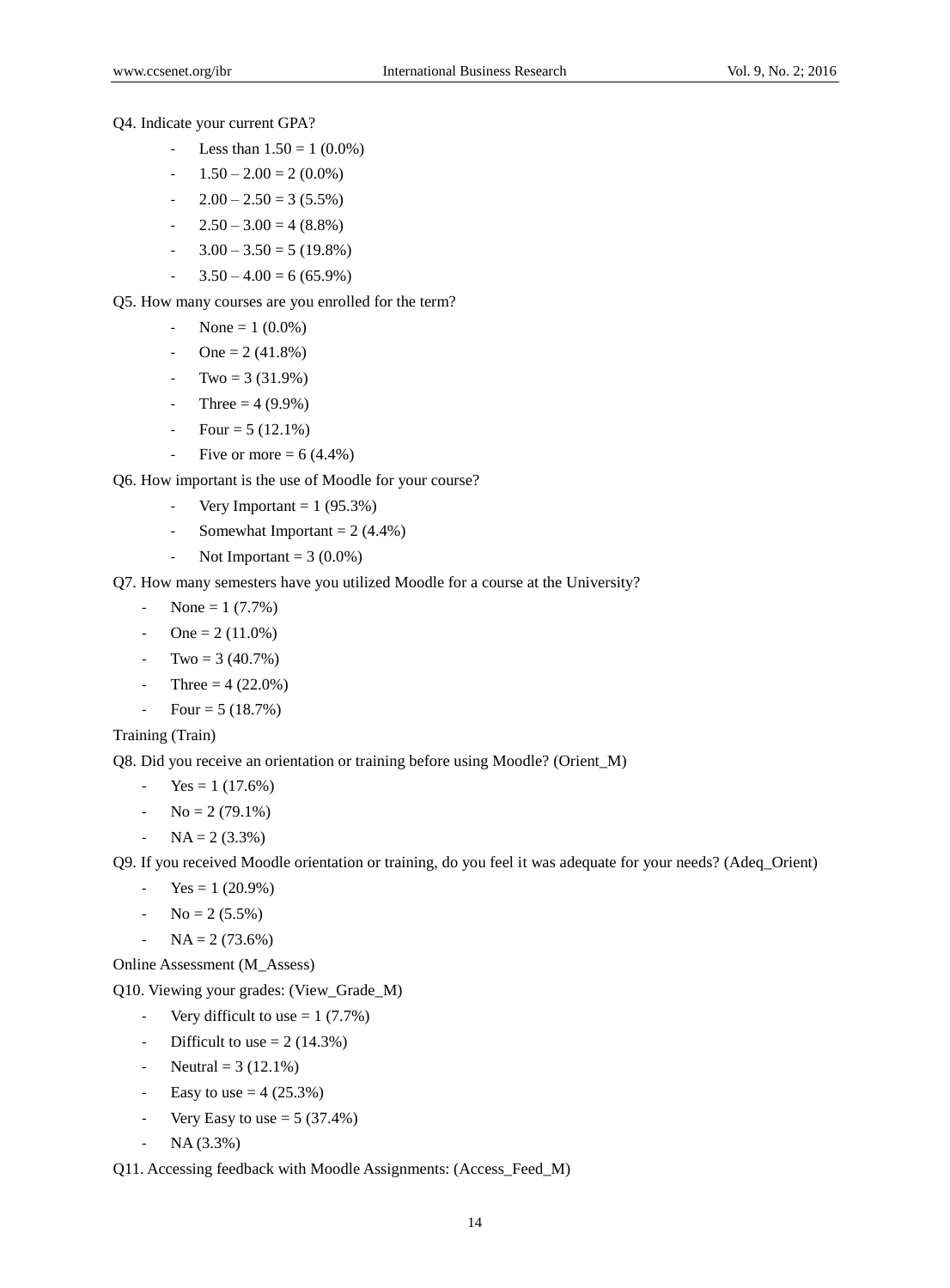Q4. Indicate your current GPA?

- Less than 1.50 = 1 (0.0%)
- 1.50 – 2.00 = 2 (0.0%)
- 2.00 – 2.50 = 3 (5.5%)
- 2.50 – 3.00 = 4 (8.8%)
- 3.00 – 3.50 = 5 (19.8%)
- 3.50 – 4.00 = 6 (65.9%)

Q5. How many courses are you enrolled for the term?

- None = 1 (0.0%)
- One = 2 (41.8%)
- Two = 3 (31.9%)
- Three = 4 (9.9%)
- Four = 5 (12.1%)
- Five or more = 6 (4.4%)

Q6. How important is the use of Moodle for your course?

- Very Important = 1 (95.3%)
- Somewhat Important = 2 (4.4%)
- Not Important = 3 (0.0%)

Q7. How many semesters have you utilized Moodle for a course at the University?

- None = 1 (7.7%)
- One = 2 (11.0%)
- Two = 3 (40.7%)
- Three = 4 (22.0%)
- Four = 5 (18.7%)

Training (Train)

Q8. Did you receive an orientation or training before using Moodle? (Orient_M)

- Yes = 1 (17.6%)
- No = 2 (79.1%)
- NA = 2 (3.3%)

Q9. If you received Moodle orientation or training, do you feel it was adequate for your needs? (Adeq_Orient)

- Yes = 1 (20.9%)
- No = 2 (5.5%)
- NA = 2 (73.6%)

Online Assessment (M_Assess)

Q10. Viewing your grades: (View_Grade_M)

- Very difficult to use = 1 (7.7%)
- Difficult to use = 2 (14.3%)
- Neutral = 3 (12.1%)
- Easy to use = 4 (25.3%)
- Very Easy to use = 5 (37.4%)
- NA (3.3%)

Q11. Accessing feedback with Moodle Assignments: (Access_Feed_M)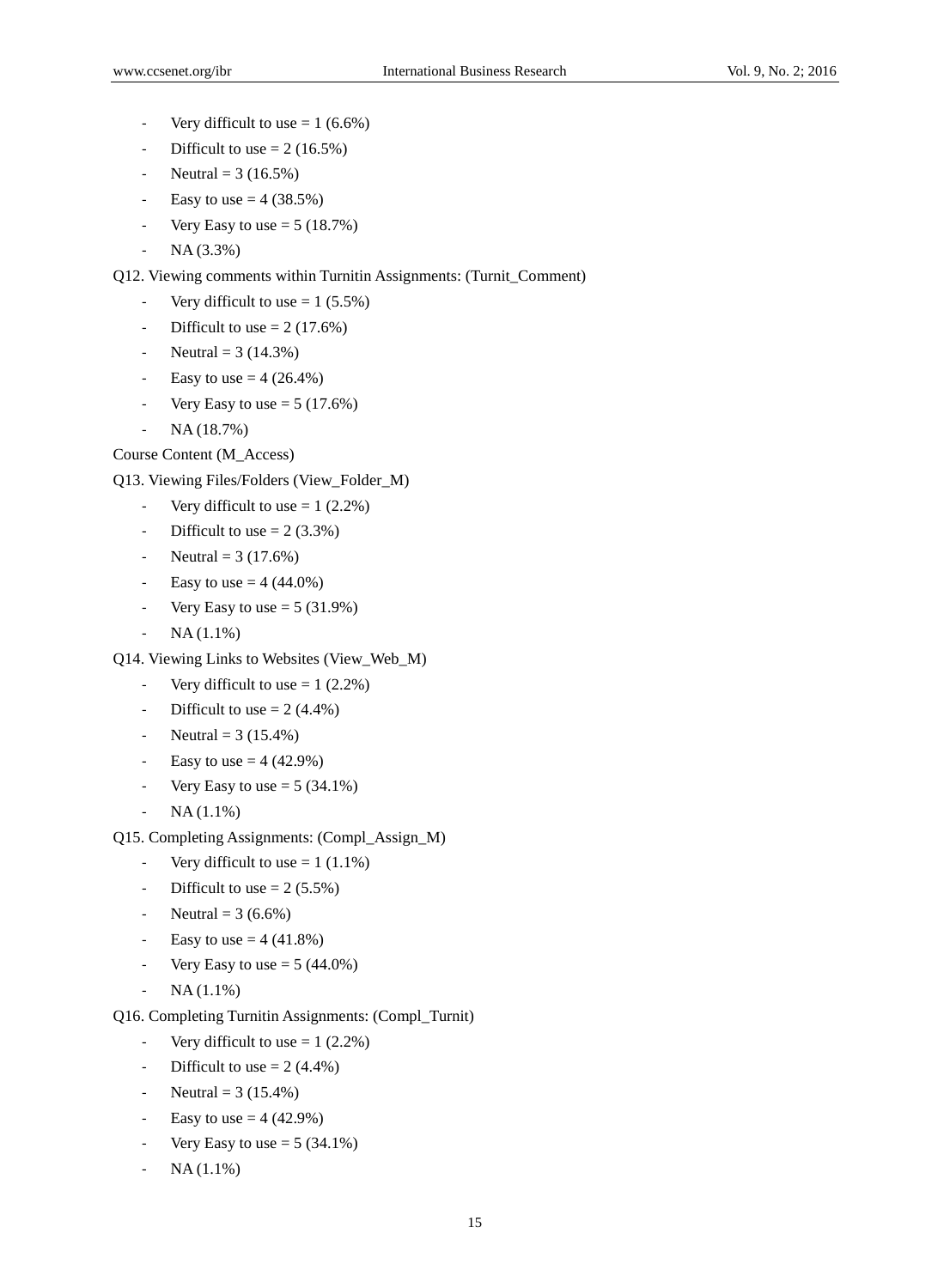- Very difficult to use = 1 (6.6%)
- Difficult to use = 2 (16.5%)
- Neutral = 3 (16.5%)
- Easy to use = 4 (38.5%)
- Very Easy to use = 5 (18.7%)
- NA (3.3%)

Q12. Viewing comments within Turnitin Assignments: (Turnit_Comment)

- Very difficult to use = 1 (5.5%)
- Difficult to use = 2 (17.6%)
- Neutral = 3 (14.3%)
- Easy to use = 4 (26.4%)
- Very Easy to use = 5 (17.6%)
- NA (18.7%)

Course Content (M_Access)

Q13. Viewing Files/Folders (View_Folder_M)

- Very difficult to use = 1 (2.2%)
- Difficult to use = 2 (3.3%)
- Neutral = 3 (17.6%)
- Easy to use = 4 (44.0%)
- Very Easy to use = 5 (31.9%)
- NA (1.1%)

Q14. Viewing Links to Websites (View_Web_M)

- Very difficult to use = 1 (2.2%)
- Difficult to use = 2 (4.4%)
- Neutral = 3 (15.4%)
- Easy to use = 4 (42.9%)
- Very Easy to use = 5 (34.1%)
- NA (1.1%)

Q15. Completing Assignments: (Compl_Assign_M)

- Very difficult to use = 1 (1.1%)
- Difficult to use = 2 (5.5%)
- Neutral = 3 (6.6%)
- Easy to use = 4 (41.8%)
- Very Easy to use = 5 (44.0%)
- NA (1.1%)

Q16. Completing Turnitin Assignments: (Compl_Turnit)

- Very difficult to use = 1 (2.2%)
- Difficult to use = 2 (4.4%)
- Neutral = 3 (15.4%)
- Easy to use = 4 (42.9%)
- Very Easy to use = 5 (34.1%)
- NA (1.1%)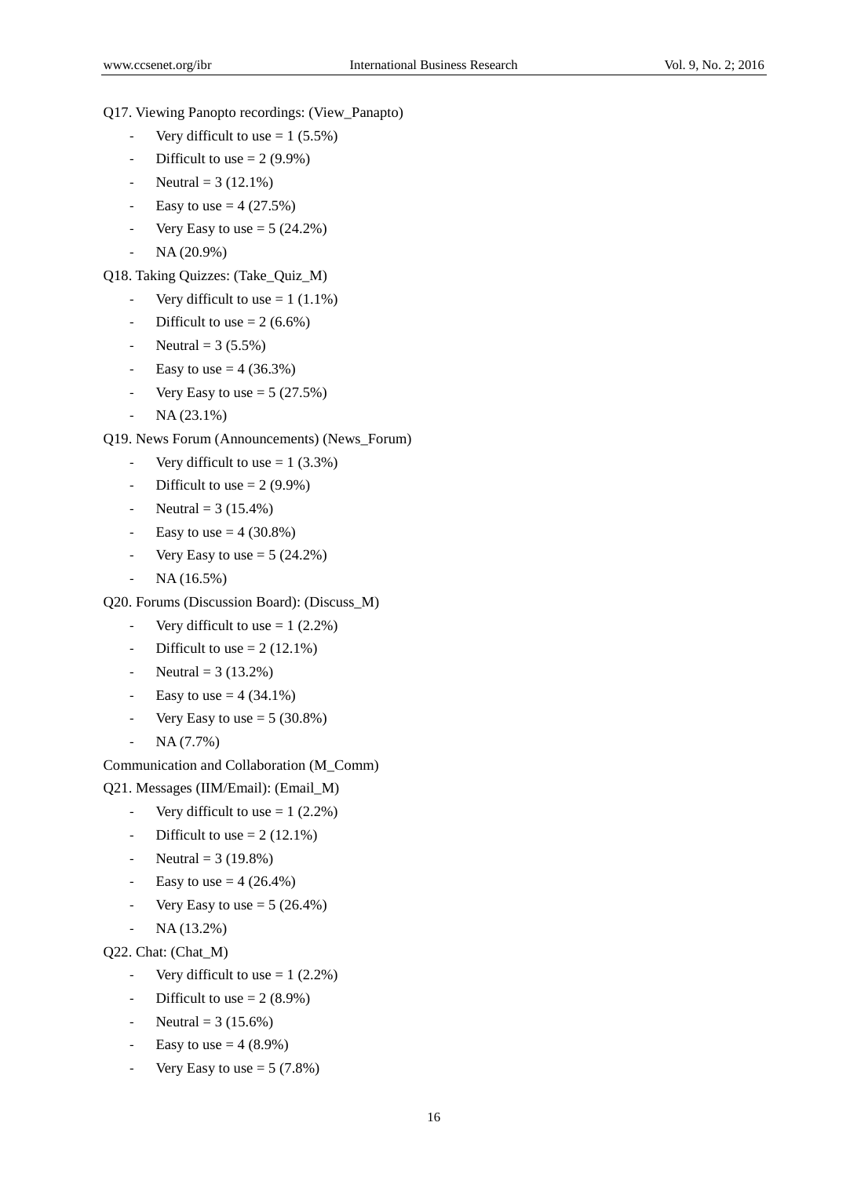Q17. Viewing Panopto recordings: (View_Panapto)

- Very difficult to use = 1 (5.5%)
- Difficult to use = 2 (9.9%)
- Neutral = 3 (12.1%)
- Easy to use = 4 (27.5%)
- Very Easy to use = 5 (24.2%)
- NA (20.9%)

Q18. Taking Quizzes: (Take_Quiz_M)

- Very difficult to use = 1 (1.1%)
- Difficult to use = 2 (6.6%)
- Neutral = 3 (5.5%)
- Easy to use = 4 (36.3%)
- Very Easy to use = 5 (27.5%)
- NA (23.1%)

Q19. News Forum (Announcements) (News_Forum)

- Very difficult to use = 1 (3.3%)
- Difficult to use = 2 (9.9%)
- Neutral = 3 (15.4%)
- Easy to use = 4 (30.8%)
- Very Easy to use = 5 (24.2%)
- NA (16.5%)

Q20. Forums (Discussion Board): (Discuss_M)

- Very difficult to use = 1 (2.2%)
- Difficult to use = 2 (12.1%)
- Neutral = 3 (13.2%)
- Easy to use = 4 (34.1%)
- Very Easy to use = 5 (30.8%)
- NA (7.7%)

Communication and Collaboration (M_Comm)

Q21. Messages (IIM/Email): (Email_M)

- Very difficult to use = 1 (2.2%)
- Difficult to use = 2 (12.1%)
- Neutral = 3 (19.8%)
- Easy to use = 4 (26.4%)
- Very Easy to use = 5 (26.4%)
- NA (13.2%)

Q22. Chat: (Chat_M)

- Very difficult to use = 1 (2.2%)
- Difficult to use = 2 (8.9%)
- Neutral = 3 (15.6%)
- Easy to use = 4 (8.9%)
- Very Easy to use = 5 (7.8%)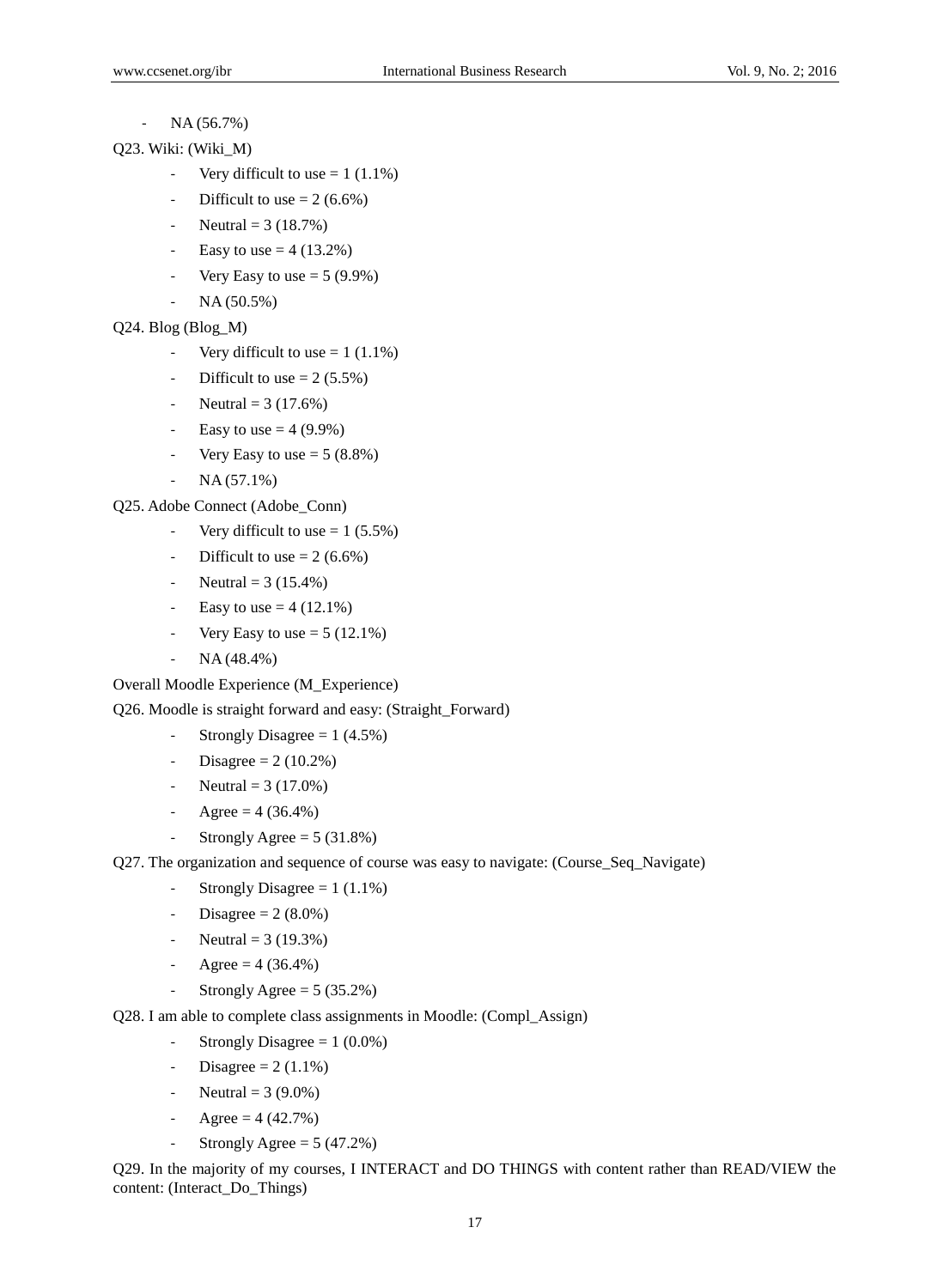- NA (56.7%)

Q23. Wiki: (Wiki_M)

- Very difficult to use = 1 (1.1%)
- Difficult to use = 2 (6.6%)
- Neutral = 3 (18.7%)
- Easy to use = 4 (13.2%)
- Very Easy to use = 5 (9.9%)
- NA (50.5%)

Q24. Blog (Blog_M)

- Very difficult to use = 1 (1.1%)
- Difficult to use = 2 (5.5%)
- Neutral = 3 (17.6%)
- Easy to use = 4 (9.9%)
- Very Easy to use = 5 (8.8%)
- NA (57.1%)

Q25. Adobe Connect (Adobe_Conn)

- Very difficult to use = 1 (5.5%)
- Difficult to use = 2 (6.6%)
- Neutral = 3 (15.4%)
- Easy to use = 4 (12.1%)
- Very Easy to use = 5 (12.1%)
- NA (48.4%)

Overall Moodle Experience (M_Experience)

Q26. Moodle is straight forward and easy: (Straight_Forward)

- Strongly Disagree = 1 (4.5%)
- Disagree = 2 (10.2%)
- Neutral = 3 (17.0%)
- Agree = 4 (36.4%)
- Strongly Agree = 5 (31.8%)

Q27. The organization and sequence of course was easy to navigate: (Course_Seq_Navigate)

- Strongly Disagree = 1 (1.1%)
- Disagree = 2 (8.0%)
- Neutral = 3 (19.3%)
- Agree = 4 (36.4%)
- Strongly Agree = 5 (35.2%)

Q28. I am able to complete class assignments in Moodle: (Compl_Assign)

- Strongly Disagree = 1 (0.0%)
- Disagree = 2 (1.1%)
- Neutral = 3 (9.0%)
- Agree = 4 (42.7%)
- Strongly Agree = 5 (47.2%)

Q29. In the majority of my courses, I INTERACT and DO THINGS with content rather than READ/VIEW the content: (Interact_Do_Things)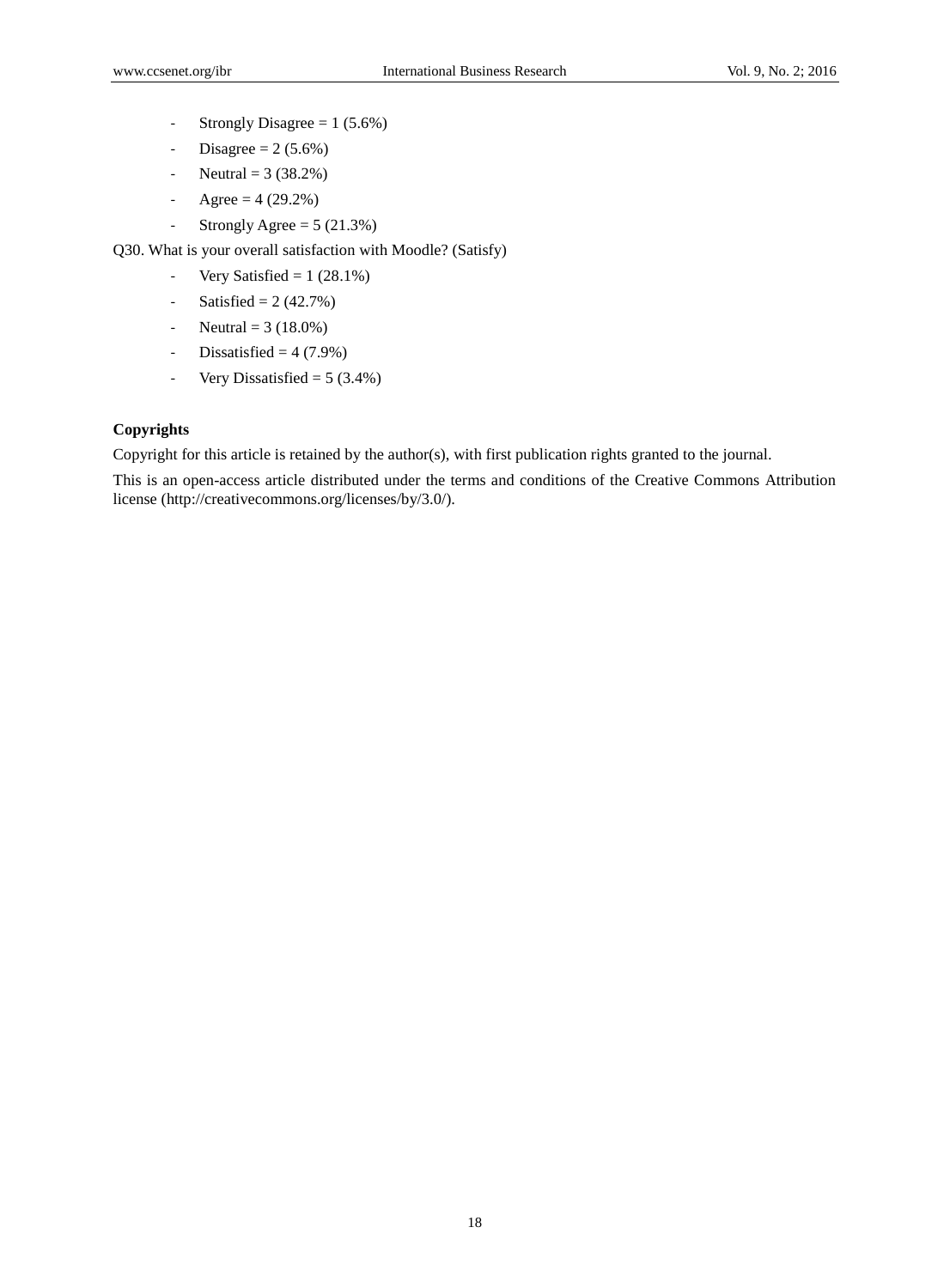- Strongly Disagree = 1 (5.6%)
- Disagree = 2 (5.6%)
- Neutral = 3 (38.2%)
- Agree = 4 (29.2%)
- Strongly Agree = 5 (21.3%)

Q30. What is your overall satisfaction with Moodle? (Satisfy)

- Very Satisfied = 1 (28.1%)
- Satisfied = 2 (42.7%)
- Neutral = 3 (18.0%)
- Dissatisfied = 4 (7.9%)
- Very Dissatisfied = 5 (3.4%)

**Copyrights**

Copyright for this article is retained by the author(s), with first publication rights granted to the journal.

This is an open-access article distributed under the terms and conditions of the Creative Commons Attribution license (http://creativecommons.org/licenses/by/3.0/).